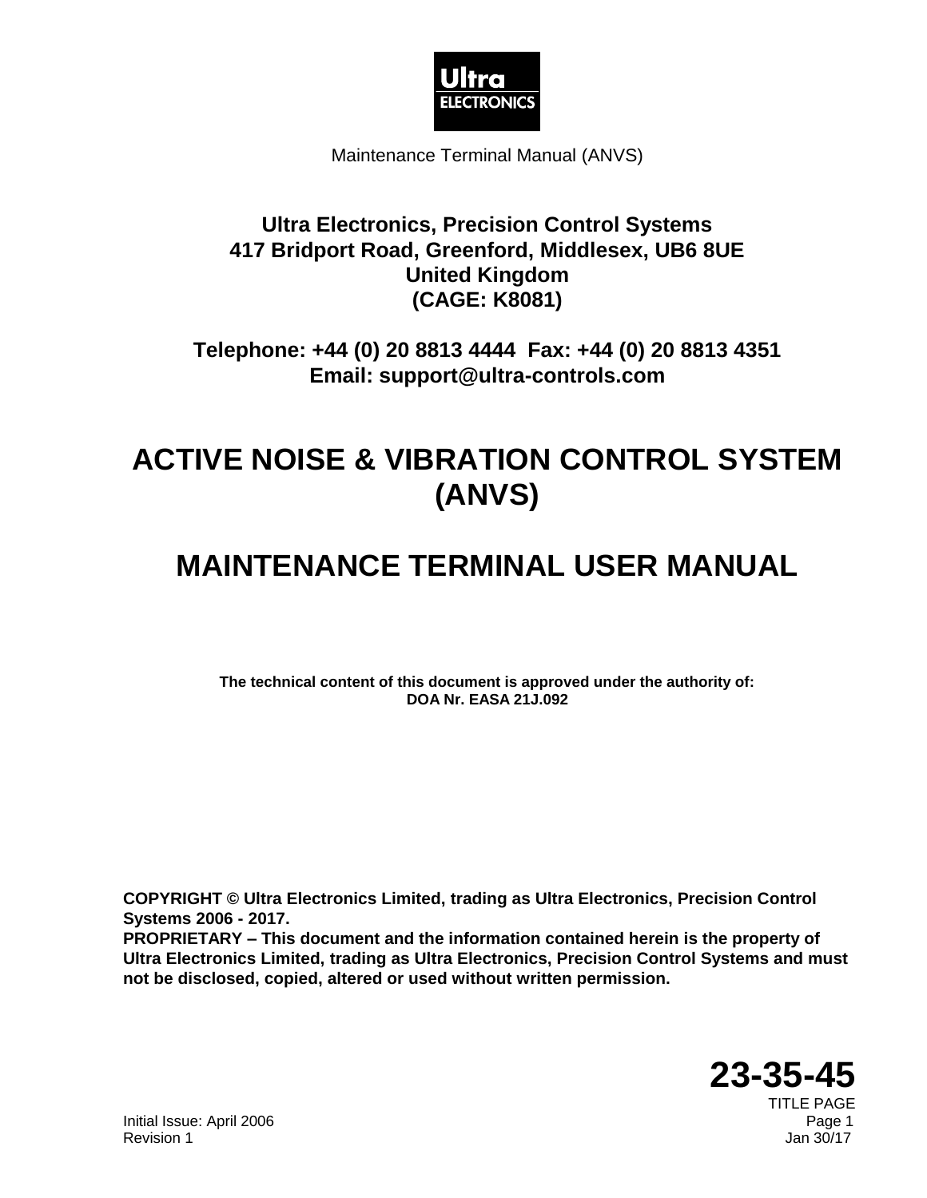Ultra ELECTRONICS

Maintenance Terminal Manual (ANVS)

**Ultra Electronics, Precision Control Systems**
**417 Bridport Road, Greenford, Middlesex, UB6 8UE**
**United Kingdom**
**(CAGE: K8081)**

**Telephone: +44 (0) 20 8813 4444  Fax: +44 (0) 20 8813 4351**
**Email: support@ultra-controls.com**

# ACTIVE NOISE & VIBRATION CONTROL SYSTEM (ANVS)

# MAINTENANCE TERMINAL USER MANUAL

**The technical content of this document is approved under the authority of:**
**DOA Nr. EASA 21J.092**

**COPYRIGHT © Ultra Electronics Limited, trading as Ultra Electronics, Precision Control Systems 2006 - 2017.**
**PROPRIETARY – This document and the information contained herein is the property of Ultra Electronics Limited, trading as Ultra Electronics, Precision Control Systems and must not be disclosed, copied, altered or used without written permission.**

**23-35-45**
TITLE PAGE

Initial Issue: April 2006
Revision 1
Jan 30/17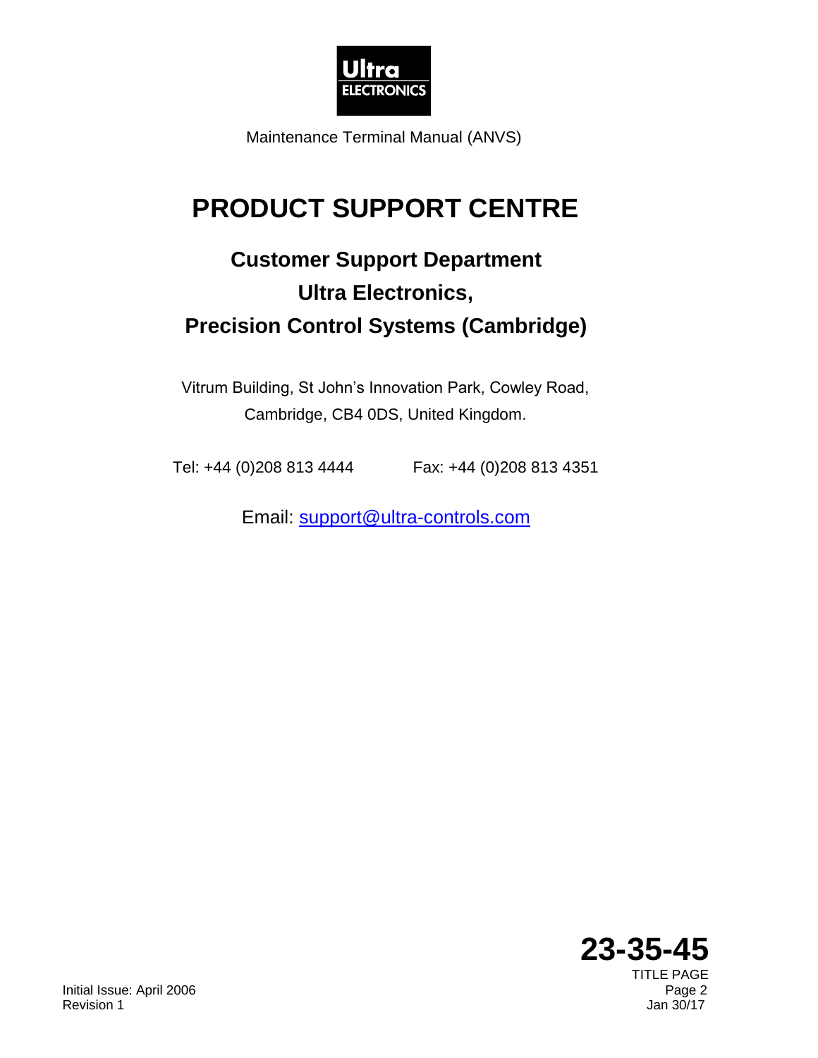Maintenance Terminal Manual (ANVS)

# PRODUCT SUPPORT CENTRE

## Customer Support Department
## Ultra Electronics,
## Precision Control Systems (Cambridge)

Vitrum Building, St John's Innovation Park, Cowley Road,
Cambridge, CB4 0DS, United Kingdom.

Tel: +44 (0)208 813 4444 Fax: +44 (0)208 813 4351

Email: support@ultra-controls.com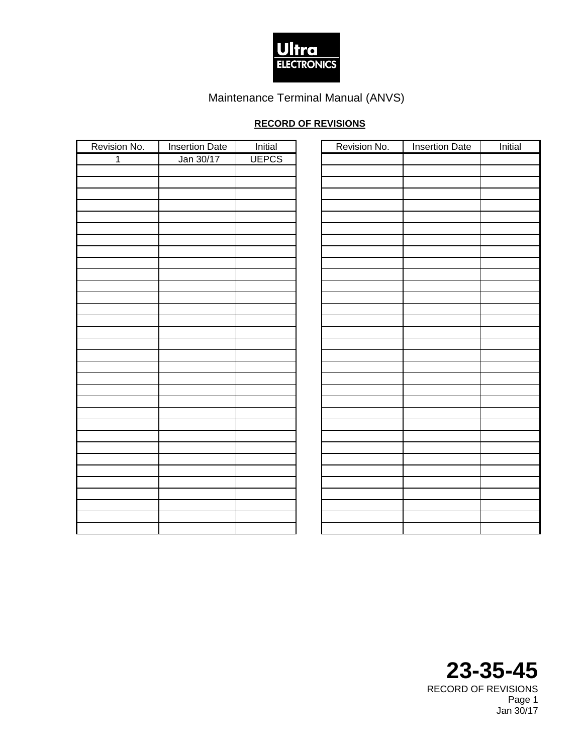Maintenance Terminal Manual (ANVS)

**RECORD OF REVISIONS**

| Revision No. | Insertion Date | Initial | Revision No. | Insertion Date | Initial |
|---|---|---|---|---|---|
| 1 | Jan 30/17 | UEPCS | | | |
| | | | | | |
| | | | | | |
| | | | | | |
| | | | | | |
| | | | | | |
| | | | | | |
| | | | | | |
| | | | | | |
| | | | | | |
| | | | | | |
| | | | | | |
| | | | | | |
| | | | | | |
| | | | | | |
| | | | | | |
| | | | | | |
| | | | | | |
| | | | | | |
| | | | | | |
| | | | | | |
| | | | | | |
| | | | | | |
| | | | | | |
| | | | | | |
| | | | | | |
| | | | | | |
| | | | | | |
| | | | | | |
| | | | | | |
| | | | | | |
| | | | | | |
| | | | | | |

**23-35-45**
RECORD OF REVISIONS
Page 1
Jan 30/17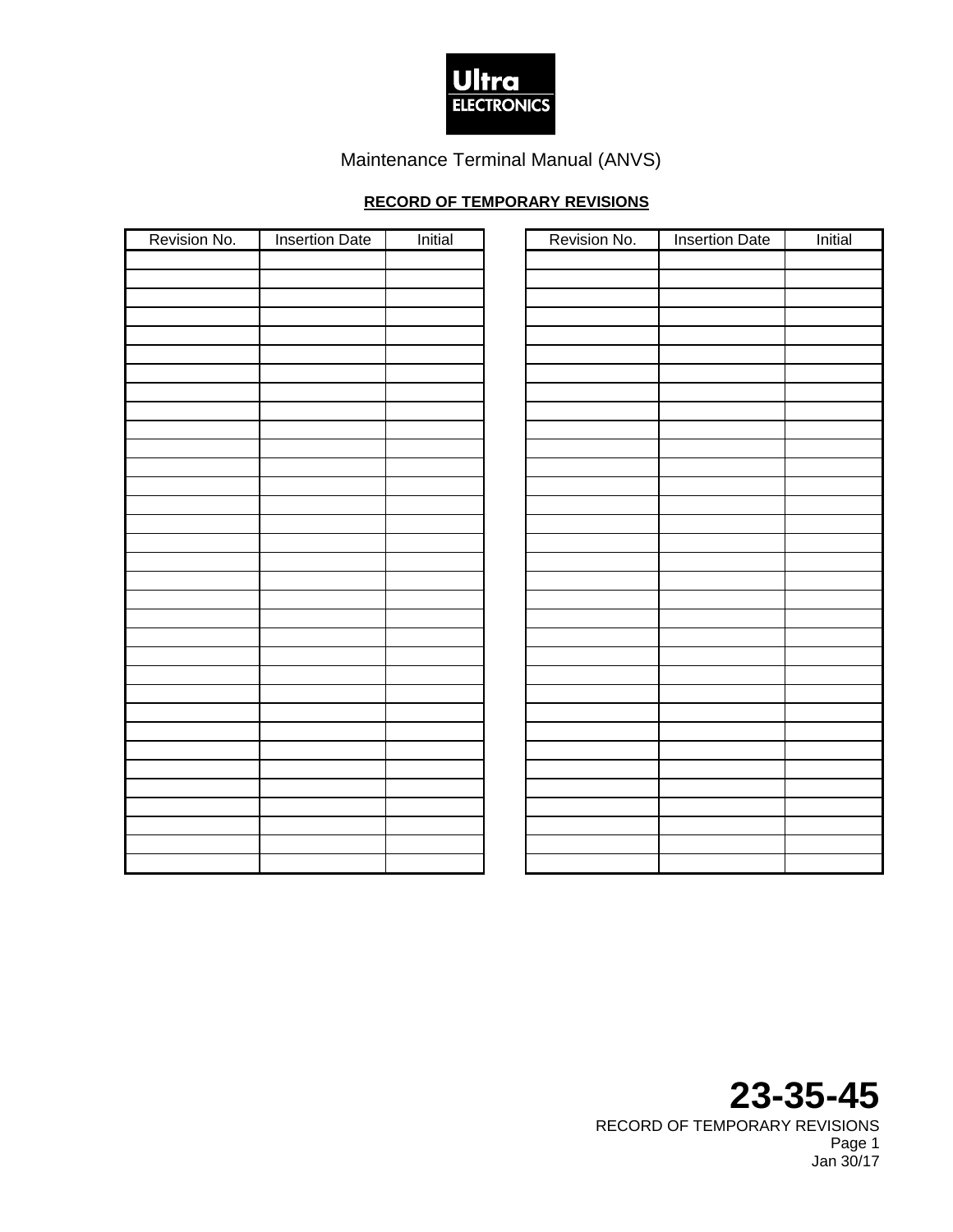Maintenance Terminal Manual (ANVS)

## RECORD OF TEMPORARY REVISIONS

| Revision No. | Insertion Date | Initial |
| --- | --- | --- |
| | | |
| | | |
| | | |
| | | |
| | | |
| | | |
| | | |
| | | |
| | | |
| | | |
| | | |
| | | |
| | | |
| | | |
| | | |
| | | |
| | | |
| | | |
| | | |
| | | |
| | | |
| | | |
| | | |
| | | |
| | | |
| | | |
| | | |
| | | |
| | | |
| | | |
| | | |
| | | |
| | | |
| | | |

| Revision No. | Insertion Date | Initial |
| --- | --- | --- |
| | | |
| | | |
| | | |
| | | |
| | | |
| | | |
| | | |
| | | |
| | | |
| | | |
| | | |
| | | |
| | | |
| | | |
| | | |
| | | |
| | | |
| | | |
| | | |
| | | |
| | | |
| | | |
| | | |
| | | |
| | | |
| | | |
| | | |
| | | |
| | | |
| | | |
| | | |
| | | |
| | | |
| | | |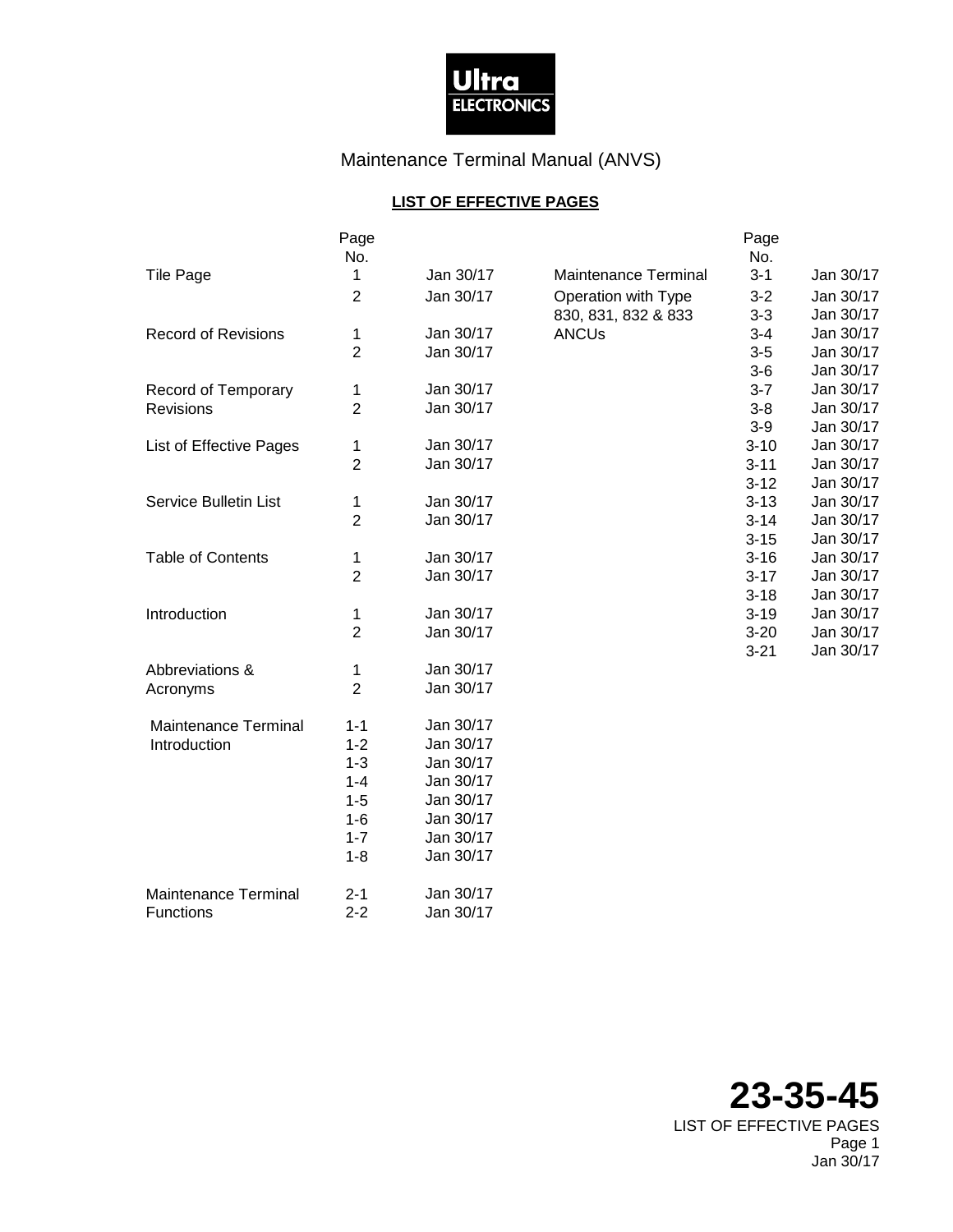Maintenance Terminal Manual (ANVS)

## LIST OF EFFECTIVE PAGES

| | Page No. | |
|---|---|---|
| Tile Page | 1 | Jan 30/17 |
| | 2 | Jan 30/17 |
| Record of Revisions | 1 | Jan 30/17 |
| | 2 | Jan 30/17 |
| Record of Temporary Revisions | 1 | Jan 30/17 |
| | 2 | Jan 30/17 |
| List of Effective Pages | 1 | Jan 30/17 |
| | 2 | Jan 30/17 |
| Service Bulletin List | 1 | Jan 30/17 |
| | 2 | Jan 30/17 |
| Table of Contents | 1 | Jan 30/17 |
| | 2 | Jan 30/17 |
| Introduction | 1 | Jan 30/17 |
| | 2 | Jan 30/17 |
| Abbreviations & Acronyms | 1 | Jan 30/17 |
| | 2 | Jan 30/17 |
| Maintenance Terminal Introduction | 1-1 | Jan 30/17 |
| | 1-2 | Jan 30/17 |
| | 1-3 | Jan 30/17 |
| | 1-4 | Jan 30/17 |
| | 1-5 | Jan 30/17 |
| | 1-6 | Jan 30/17 |
| | 1-7 | Jan 30/17 |
| | 1-8 | Jan 30/17 |
| Maintenance Terminal Functions | 2-1 | Jan 30/17 |
| | 2-2 | Jan 30/17 |
| Maintenance Terminal Operation with Type 830, 831, 832 & 833 ANCUs | 3-1 | Jan 30/17 |
| | 3-2 | Jan 30/17 |
| | 3-3 | Jan 30/17 |
| | 3-4 | Jan 30/17 |
| | 3-5 | Jan 30/17 |
| | 3-6 | Jan 30/17 |
| | 3-7 | Jan 30/17 |
| | 3-8 | Jan 30/17 |
| | 3-9 | Jan 30/17 |
| | 3-10 | Jan 30/17 |
| | 3-11 | Jan 30/17 |
| | 3-12 | Jan 30/17 |
| | 3-13 | Jan 30/17 |
| | 3-14 | Jan 30/17 |
| | 3-15 | Jan 30/17 |
| | 3-16 | Jan 30/17 |
| | 3-17 | Jan 30/17 |
| | 3-18 | Jan 30/17 |
| | 3-19 | Jan 30/17 |
| | 3-20 | Jan 30/17 |
| | 3-21 | Jan 30/17 |

**23-35-45**
LIST OF EFFECTIVE PAGES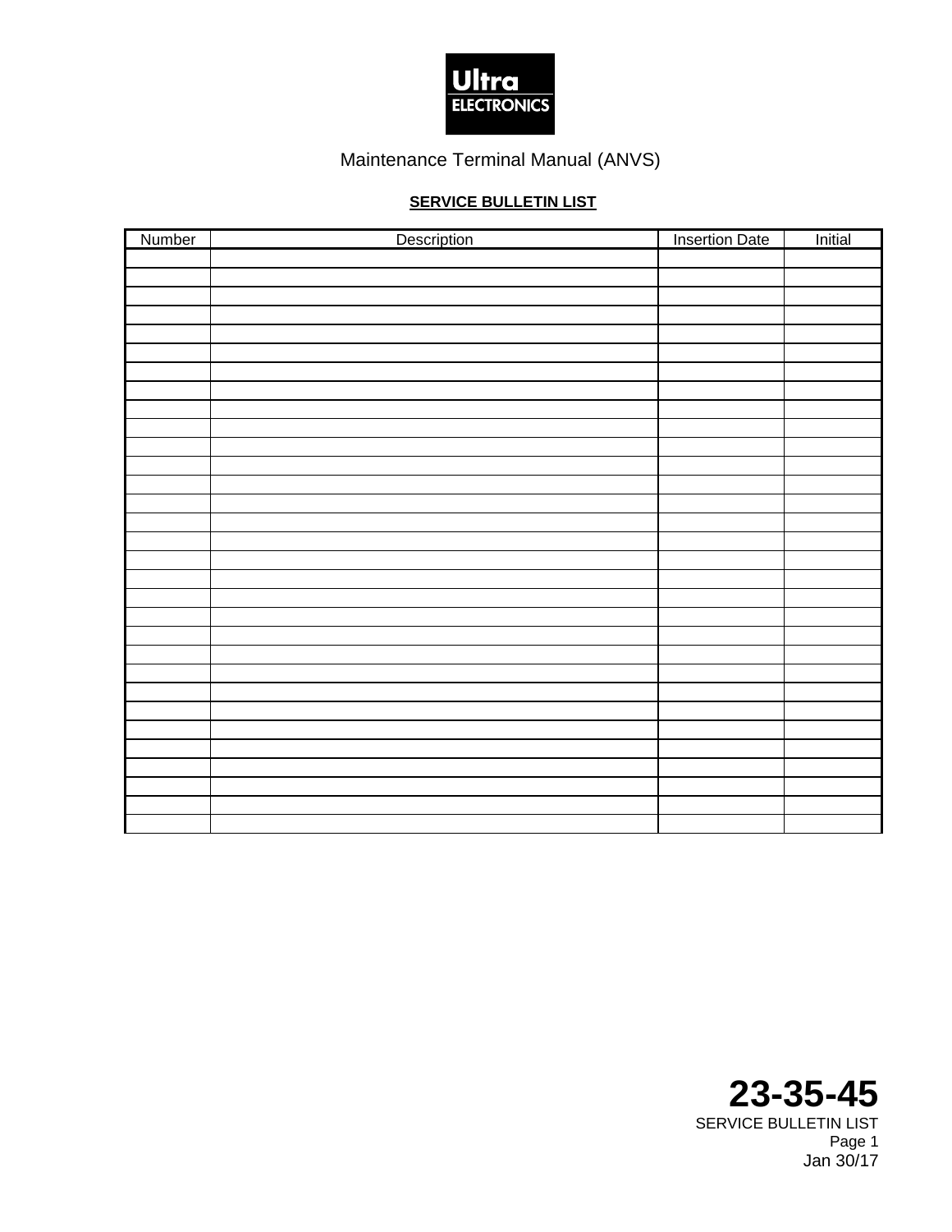Ultra ELECTRONICS

Maintenance Terminal Manual (ANVS)

## SERVICE BULLETIN LIST

| Number | Description | Insertion Date | Initial |
|---|---|---|---|
| | | | |
| | | | |
| | | | |
| | | | |
| | | | |
| | | | |
| | | | |
| | | | |
| | | | |
| | | | |
| | | | |
| | | | |
| | | | |
| | | | |
| | | | |
| | | | |
| | | | |
| | | | |
| | | | |
| | | | |
| | | | |
| | | | |
| | | | |
| | | | |
| | | | |
| | | | |
| | | | |
| | | | |
| | | | |
| | | | |
| | | | |

**23-35-45**
SERVICE BULLETIN LIST
Jan 30/17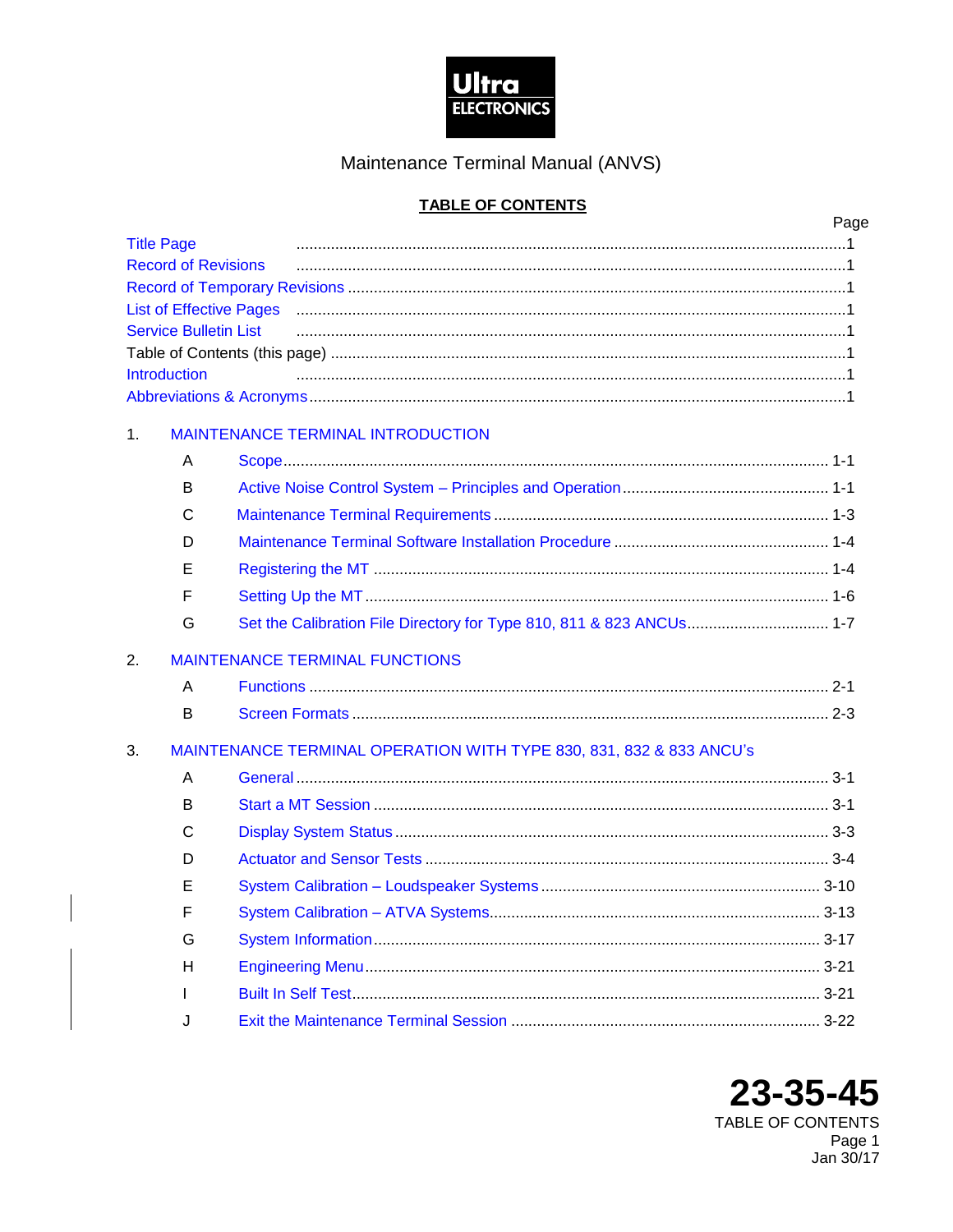Maintenance Terminal Manual (ANVS)

## TABLE OF CONTENTS

| | Page |
|---|---|
| Title Page | 1 |
| Record of Revisions | 1 |
| Record of Temporary Revisions | 1 |
| List of Effective Pages | 1 |
| Service Bulletin List | 1 |
| Table of Contents (this page) | 1 |
| Introduction | 1 |
| Abbreviations & Acronyms | 1 |

1. MAINTENANCE TERMINAL INTRODUCTION

| | | |
|---|---|---|
| A | Scope | 1-1 |
| B | Active Noise Control System – Principles and Operation | 1-1 |
| C | Maintenance Terminal Requirements | 1-3 |
| D | Maintenance Terminal Software Installation Procedure | 1-4 |
| E | Registering the MT | 1-4 |
| F | Setting Up the MT | 1-6 |
| G | Set the Calibration File Directory for Type 810, 811 & 823 ANCUs | 1-7 |

2. MAINTENANCE TERMINAL FUNCTIONS

| | | |
|---|---|---|
| A | Functions | 2-1 |
| B | Screen Formats | 2-3 |

3. MAINTENANCE TERMINAL OPERATION WITH TYPE 830, 831, 832 & 833 ANCU's

| | | |
|---|---|---|
| A | General | 3-1 |
| B | Start a MT Session | 3-1 |
| C | Display System Status | 3-3 |
| D | Actuator and Sensor Tests | 3-4 |
| E | System Calibration – Loudspeaker Systems | 3-10 |
| F | System Calibration – ATVA Systems | 3-13 |
| G | System Information | 3-17 |
| H | Engineering Menu | 3-21 |
| I | Built In Self Test | 3-21 |
| J | Exit the Maintenance Terminal Session | 3-22 |

23-35-45
TABLE OF CONTENTS
Jan 30/17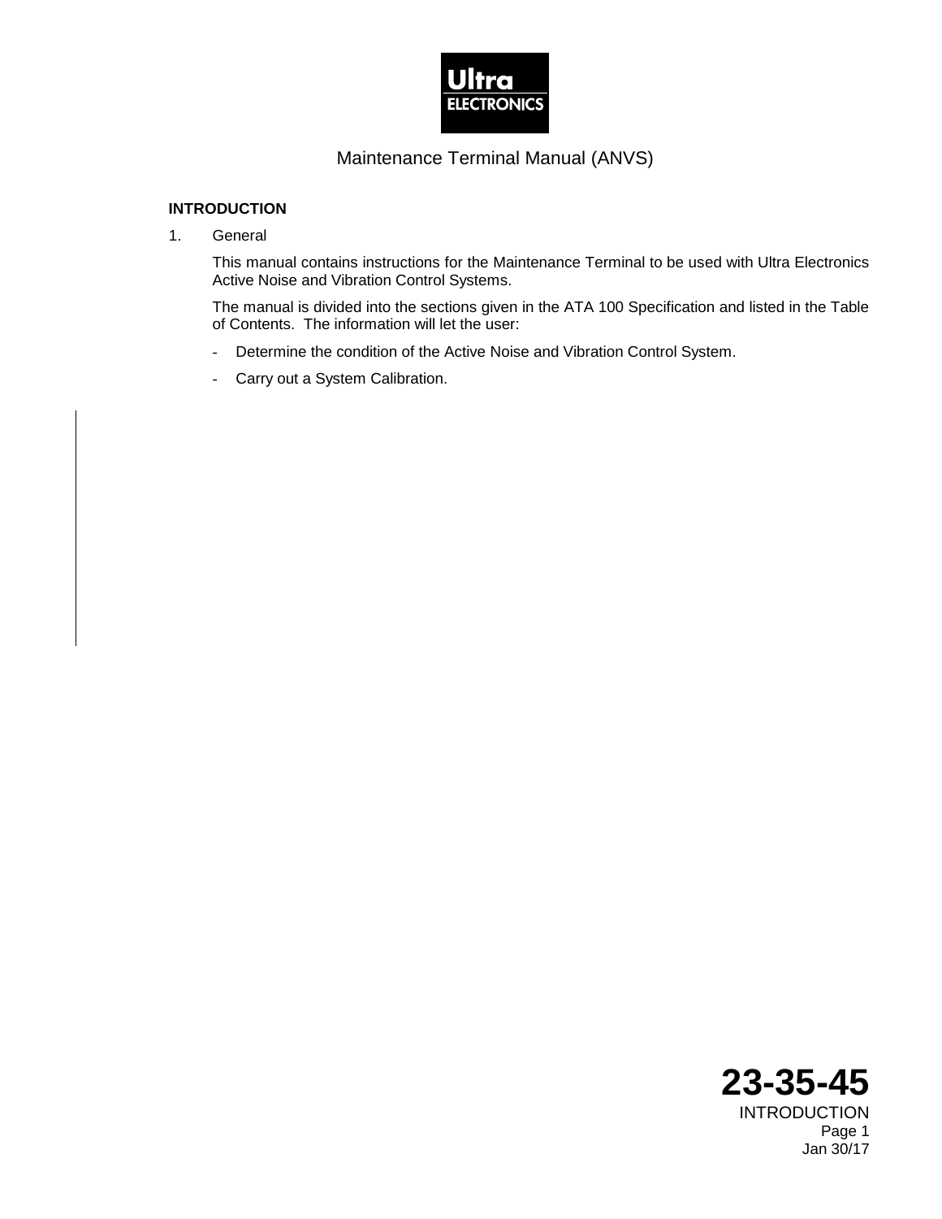## INTRODUCTION

1. General

This manual contains instructions for the Maintenance Terminal to be used with Ultra Electronics Active Noise and Vibration Control Systems.

The manual is divided into the sections given in the ATA 100 Specification and listed in the Table of Contents. The information will let the user:

- Determine the condition of the Active Noise and Vibration Control System.
- Carry out a System Calibration.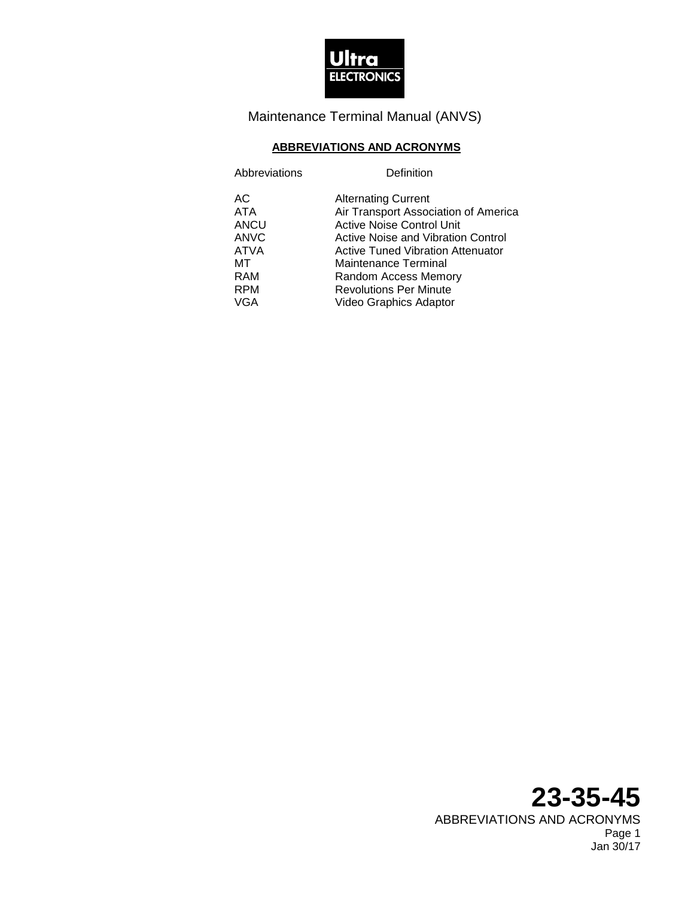## ABBREVIATIONS AND ACRONYMS

| Abbreviations | Definition |
| --- | --- |
| AC | Alternating Current |
| ATA | Air Transport Association of America |
| ANCU | Active Noise Control Unit |
| ANVC | Active Noise and Vibration Control |
| ATVA | Active Tuned Vibration Attenuator |
| MT | Maintenance Terminal |
| RAM | Random Access Memory |
| RPM | Revolutions Per Minute |
| VGA | Video Graphics Adaptor |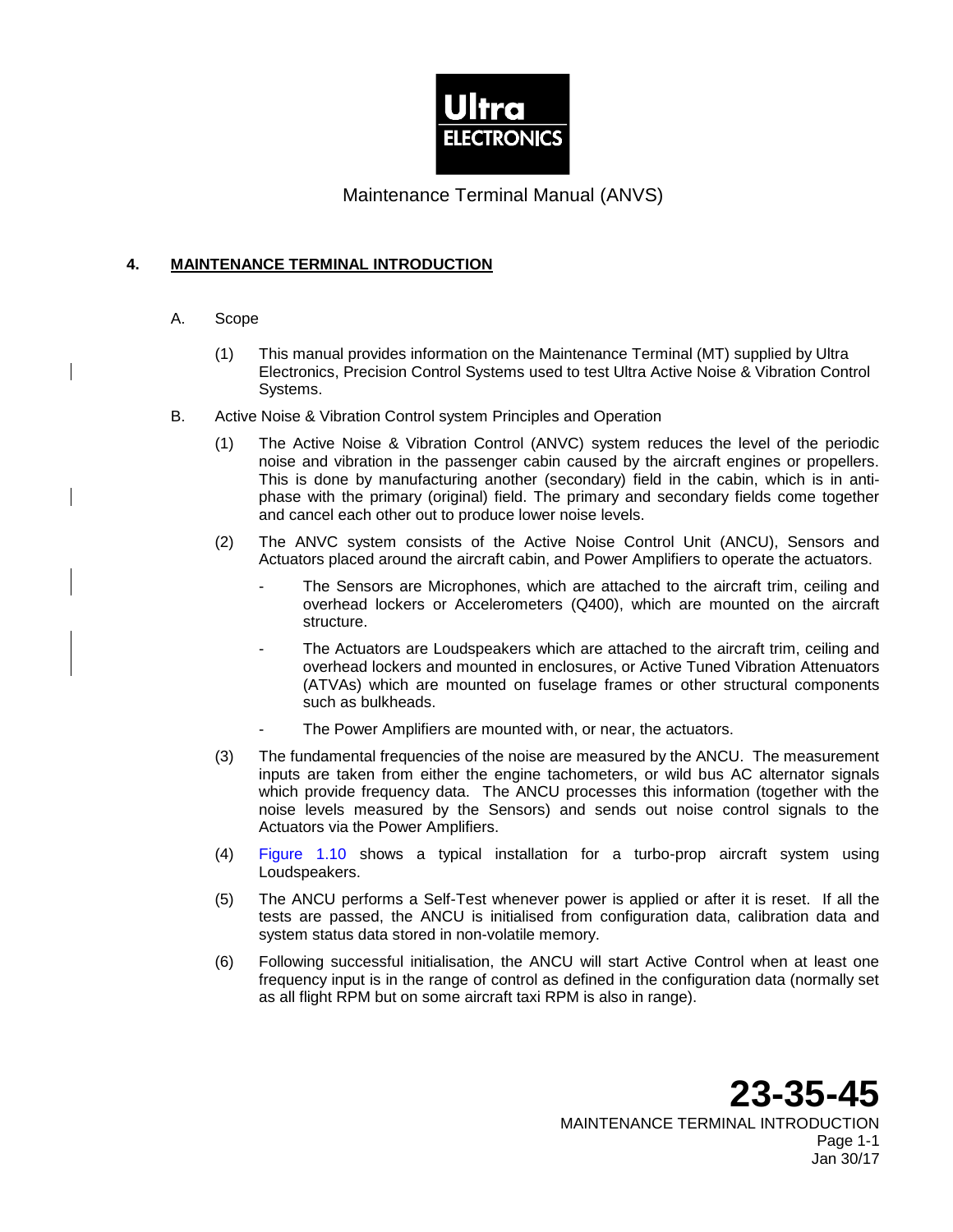## 4. MAINTENANCE TERMINAL INTRODUCTION

A. Scope

(1) This manual provides information on the Maintenance Terminal (MT) supplied by Ultra Electronics, Precision Control Systems used to test Ultra Active Noise & Vibration Control Systems.

B. Active Noise & Vibration Control system Principles and Operation

(1) The Active Noise & Vibration Control (ANVC) system reduces the level of the periodic noise and vibration in the passenger cabin caused by the aircraft engines or propellers. This is done by manufacturing another (secondary) field in the cabin, which is in anti-phase with the primary (original) field. The primary and secondary fields come together and cancel each other out to produce lower noise levels.

(2) The ANVC system consists of the Active Noise Control Unit (ANCU), Sensors and Actuators placed around the aircraft cabin, and Power Amplifiers to operate the actuators.

- The Sensors are Microphones, which are attached to the aircraft trim, ceiling and overhead lockers or Accelerometers (Q400), which are mounted on the aircraft structure.
- The Actuators are Loudspeakers which are attached to the aircraft trim, ceiling and overhead lockers and mounted in enclosures, or Active Tuned Vibration Attenuators (ATVAs) which are mounted on fuselage frames or other structural components such as bulkheads.
- The Power Amplifiers are mounted with, or near, the actuators.

(3) The fundamental frequencies of the noise are measured by the ANCU. The measurement inputs are taken from either the engine tachometers, or wild bus AC alternator signals which provide frequency data. The ANCU processes this information (together with the noise levels measured by the Sensors) and sends out noise control signals to the Actuators via the Power Amplifiers.

(4) Figure 1.10 shows a typical installation for a turbo-prop aircraft system using Loudspeakers.

(5) The ANCU performs a Self-Test whenever power is applied or after it is reset. If all the tests are passed, the ANCU is initialised from configuration data, calibration data and system status data stored in non-volatile memory.

(6) Following successful initialisation, the ANCU will start Active Control when at least one frequency input is in the range of control as defined in the configuration data (normally set as all flight RPM but on some aircraft taxi RPM is also in range).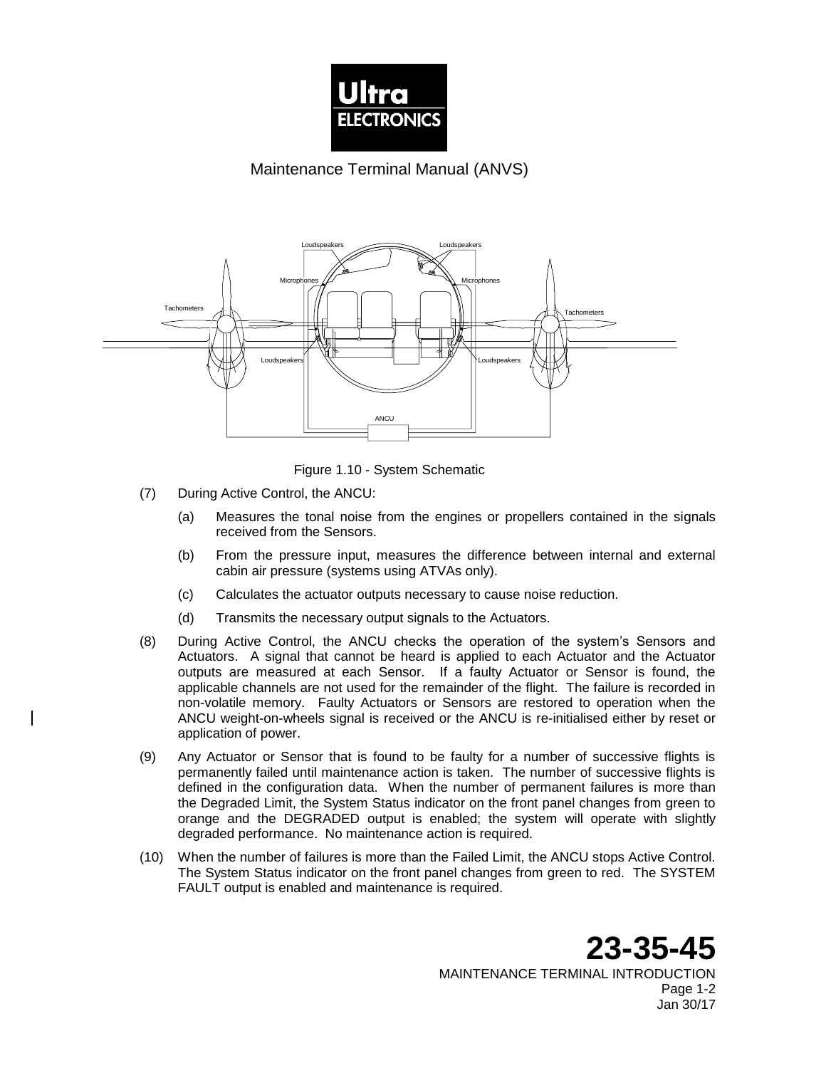Figure 1.10 - System Schematic

(7) During Active Control, the ANCU:

(a) Measures the tonal noise from the engines or propellers contained in the signals received from the Sensors.

(b) From the pressure input, measures the difference between internal and external cabin air pressure (systems using ATVAs only).

(c) Calculates the actuator outputs necessary to cause noise reduction.

(d) Transmits the necessary output signals to the Actuators.

(8) During Active Control, the ANCU checks the operation of the system's Sensors and Actuators. A signal that cannot be heard is applied to each Actuator and the Actuator outputs are measured at each Sensor. If a faulty Actuator or Sensor is found, the applicable channels are not used for the remainder of the flight. The failure is recorded in non-volatile memory. Faulty Actuators or Sensors are restored to operation when the ANCU weight-on-wheels signal is received or the ANCU is re-initialised either by reset or application of power.

(9) Any Actuator or Sensor that is found to be faulty for a number of successive flights is permanently failed until maintenance action is taken. The number of successive flights is defined in the configuration data. When the number of permanent failures is more than the Degraded Limit, the System Status indicator on the front panel changes from green to orange and the DEGRADED output is enabled; the system will operate with slightly degraded performance. No maintenance action is required.

(10) When the number of failures is more than the Failed Limit, the ANCU stops Active Control. The System Status indicator on the front panel changes from green to red. The SYSTEM FAULT output is enabled and maintenance is required.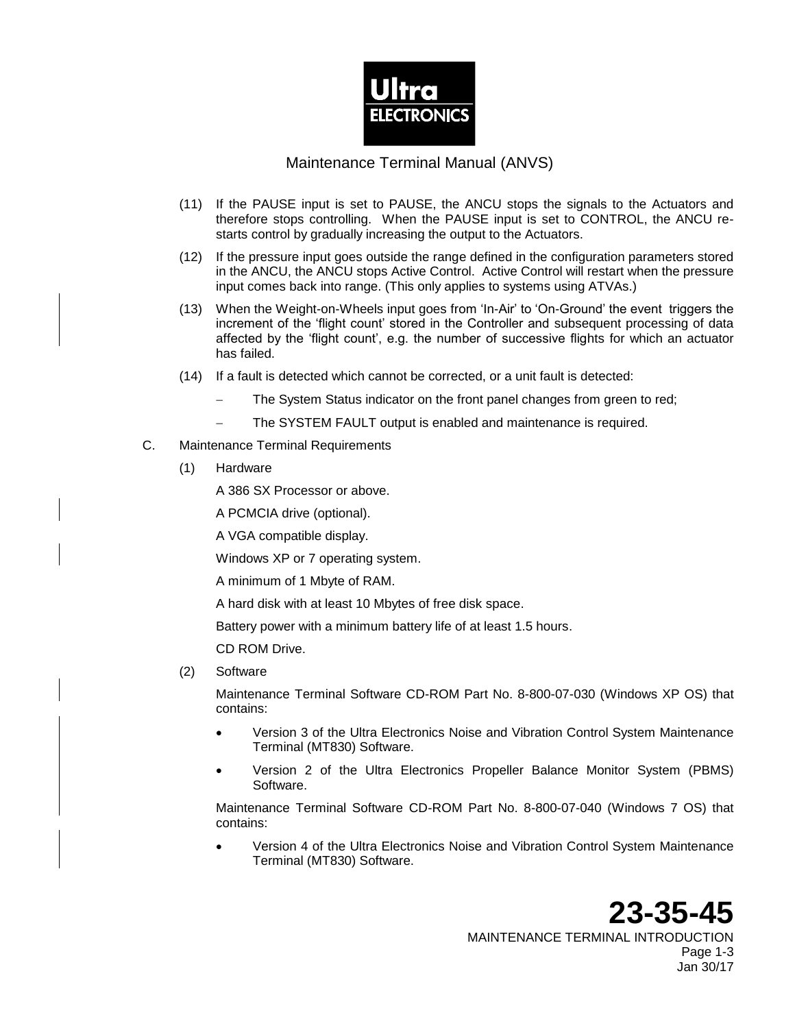(11) If the PAUSE input is set to PAUSE, the ANCU stops the signals to the Actuators and therefore stops controlling. When the PAUSE input is set to CONTROL, the ANCU re-starts control by gradually increasing the output to the Actuators.

(12) If the pressure input goes outside the range defined in the configuration parameters stored in the ANCU, the ANCU stops Active Control. Active Control will restart when the pressure input comes back into range. (This only applies to systems using ATVAs.)

(13) When the Weight-on-Wheels input goes from 'In-Air' to 'On-Ground' the event triggers the increment of the 'flight count' stored in the Controller and subsequent processing of data affected by the 'flight count', e.g. the number of successive flights for which an actuator has failed.

(14) If a fault is detected which cannot be corrected, or a unit fault is detected:

- The System Status indicator on the front panel changes from green to red;
- The SYSTEM FAULT output is enabled and maintenance is required.

C. Maintenance Terminal Requirements

(1) Hardware

A 386 SX Processor or above.

A PCMCIA drive (optional).

A VGA compatible display.

Windows XP or 7 operating system.

A minimum of 1 Mbyte of RAM.

A hard disk with at least 10 Mbytes of free disk space.

Battery power with a minimum battery life of at least 1.5 hours.

CD ROM Drive.

(2) Software

Maintenance Terminal Software CD-ROM Part No. 8-800-07-030 (Windows XP OS) that contains:

- Version 3 of the Ultra Electronics Noise and Vibration Control System Maintenance Terminal (MT830) Software.
- Version 2 of the Ultra Electronics Propeller Balance Monitor System (PBMS) Software.

Maintenance Terminal Software CD-ROM Part No. 8-800-07-040 (Windows 7 OS) that contains:

- Version 4 of the Ultra Electronics Noise and Vibration Control System Maintenance Terminal (MT830) Software.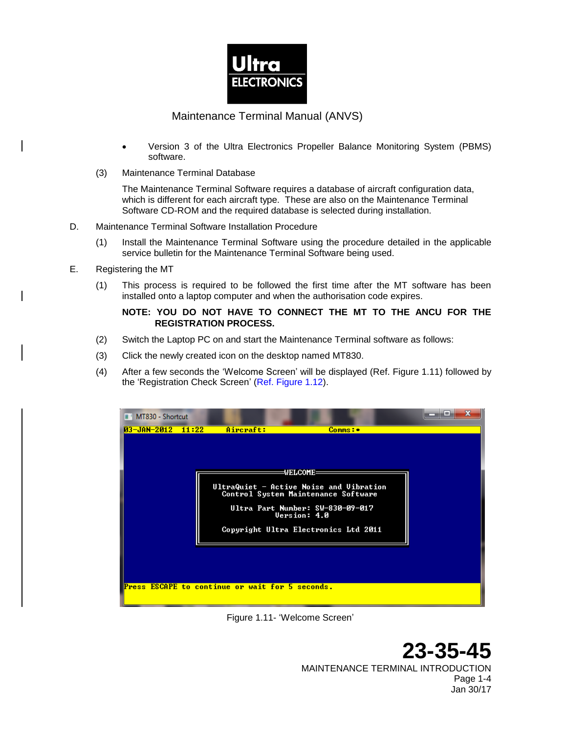- Version 3 of the Ultra Electronics Propeller Balance Monitoring System (PBMS) software.

(3) Maintenance Terminal Database

The Maintenance Terminal Software requires a database of aircraft configuration data, which is different for each aircraft type. These are also on the Maintenance Terminal Software CD-ROM and the required database is selected during installation.

D. Maintenance Terminal Software Installation Procedure

(1) Install the Maintenance Terminal Software using the procedure detailed in the applicable service bulletin for the Maintenance Terminal Software being used.

E. Registering the MT

(1) This process is required to be followed the first time after the MT software has been installed onto a laptop computer and when the authorisation code expires.

**NOTE: YOU DO NOT HAVE TO CONNECT THE MT TO THE ANCU FOR THE REGISTRATION PROCESS.**

(2) Switch the Laptop PC on and start the Maintenance Terminal software as follows:

(3) Click the newly created icon on the desktop named MT830.

(4) After a few seconds the 'Welcome Screen' will be displayed (Ref. Figure 1.11) followed by the 'Registration Check Screen' (Ref. Figure 1.12).

Figure 1.11- 'Welcome Screen'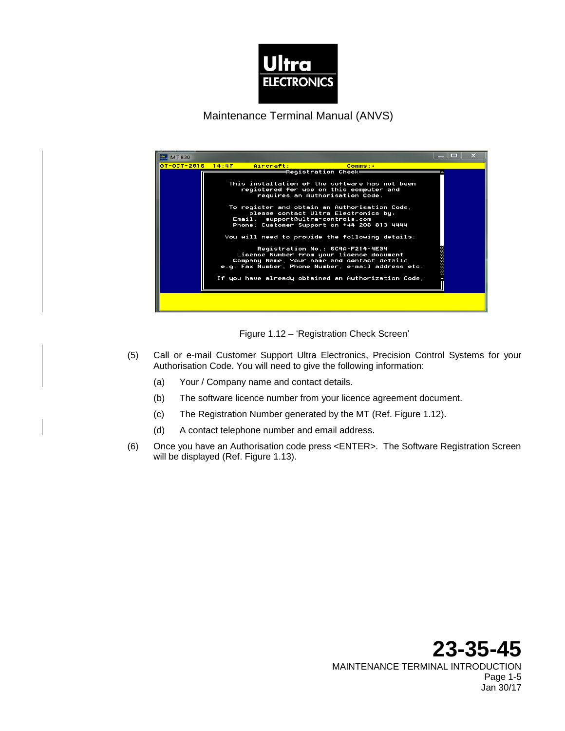Figure 1.12 – 'Registration Check Screen'

(5) Call or e-mail Customer Support Ultra Electronics, Precision Control Systems for your Authorisation Code. You will need to give the following information:

(a) Your / Company name and contact details.

(b) The software licence number from your licence agreement document.

(c) The Registration Number generated by the MT (Ref. Figure 1.12).

(d) A contact telephone number and email address.

(6) Once you have an Authorisation code press <ENTER>. The Software Registration Screen will be displayed (Ref. Figure 1.13).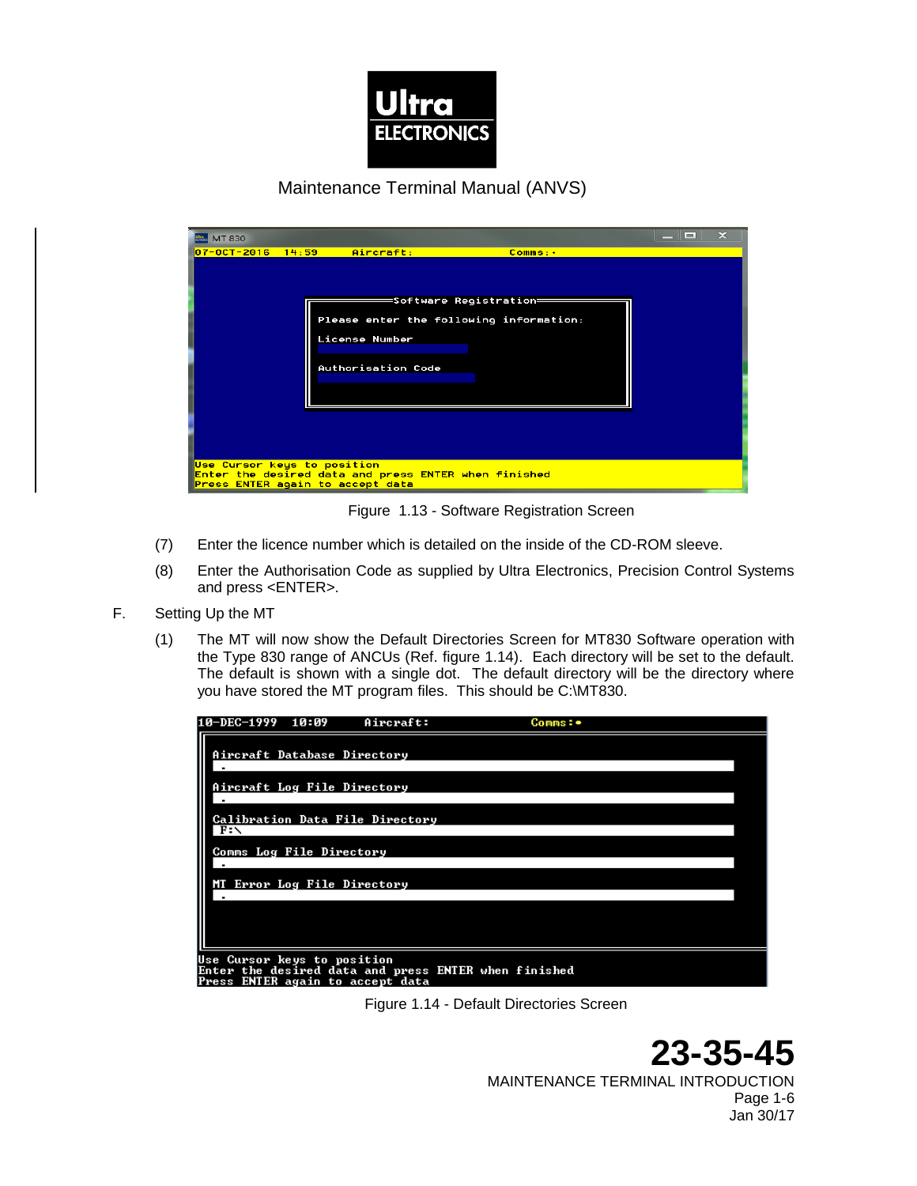Figure 1.13 - Software Registration Screen

(7) Enter the licence number which is detailed on the inside of the CD-ROM sleeve.

(8) Enter the Authorisation Code as supplied by Ultra Electronics, Precision Control Systems and press <ENTER>.

F. Setting Up the MT

(1) The MT will now show the Default Directories Screen for MT830 Software operation with the Type 830 range of ANCUs (Ref. figure 1.14). Each directory will be set to the default. The default is shown with a single dot. The default directory will be the directory where you have stored the MT program files. This should be C:\MT830.

Figure 1.14 - Default Directories Screen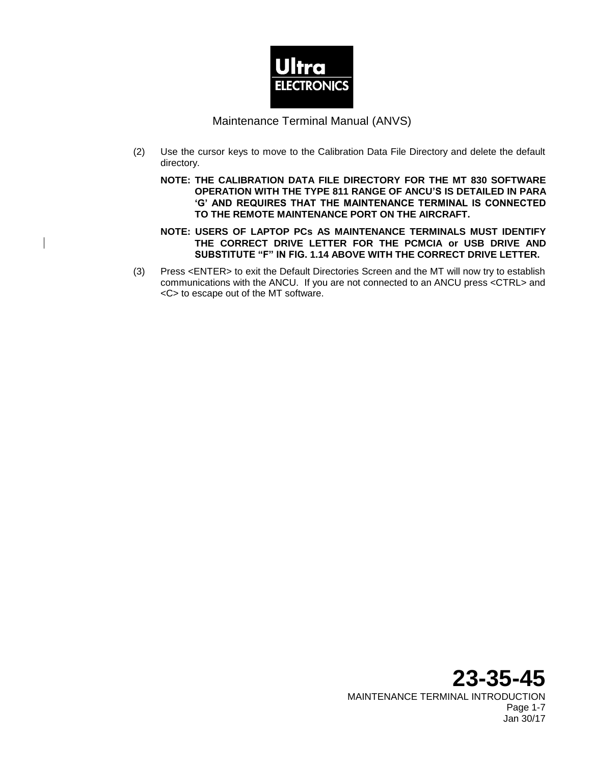(2) Use the cursor keys to move to the Calibration Data File Directory and delete the default directory.

**NOTE: THE CALIBRATION DATA FILE DIRECTORY FOR THE MT 830 SOFTWARE OPERATION WITH THE TYPE 811 RANGE OF ANCU'S IS DETAILED IN PARA 'G' AND REQUIRES THAT THE MAINTENANCE TERMINAL IS CONNECTED TO THE REMOTE MAINTENANCE PORT ON THE AIRCRAFT.**

**NOTE: USERS OF LAPTOP PCs AS MAINTENANCE TERMINALS MUST IDENTIFY THE CORRECT DRIVE LETTER FOR THE PCMCIA or USB DRIVE AND SUBSTITUTE "F" IN FIG. 1.14 ABOVE WITH THE CORRECT DRIVE LETTER.**

(3) Press <ENTER> to exit the Default Directories Screen and the MT will now try to establish communications with the ANCU. If you are not connected to an ANCU press <CTRL> and <C> to escape out of the MT software.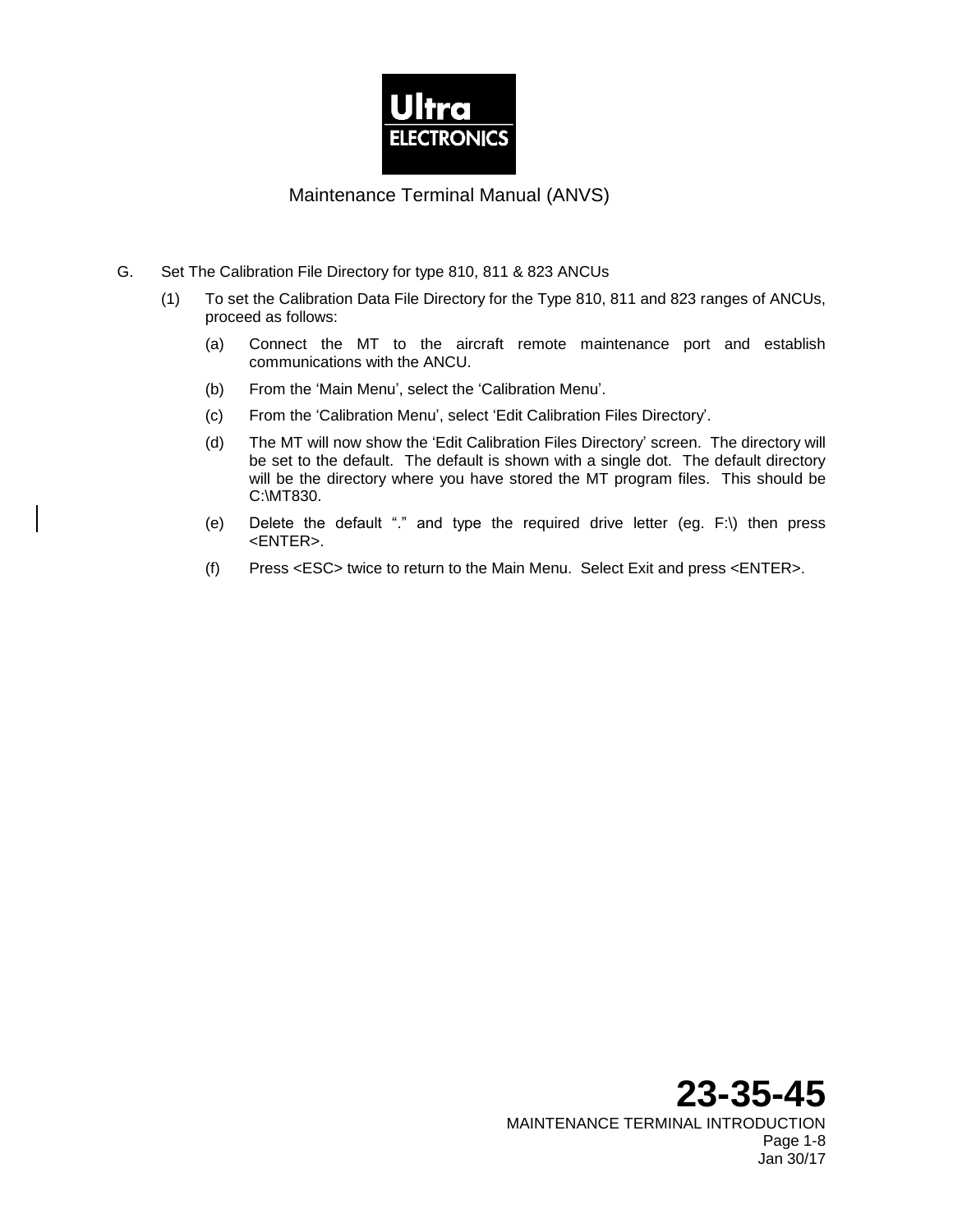G. Set The Calibration File Directory for type 810, 811 & 823 ANCUs

(1) To set the Calibration Data File Directory for the Type 810, 811 and 823 ranges of ANCUs, proceed as follows:

(a) Connect the MT to the aircraft remote maintenance port and establish communications with the ANCU.

(b) From the 'Main Menu', select the 'Calibration Menu'.

(c) From the 'Calibration Menu', select 'Edit Calibration Files Directory'.

(d) The MT will now show the 'Edit Calibration Files Directory' screen. The directory will be set to the default. The default is shown with a single dot. The default directory will be the directory where you have stored the MT program files. This should be C:\MT830.

(e) Delete the default "." and type the required drive letter (eg. F:\) then press <ENTER>.

(f) Press <ESC> twice to return to the Main Menu. Select Exit and press <ENTER>.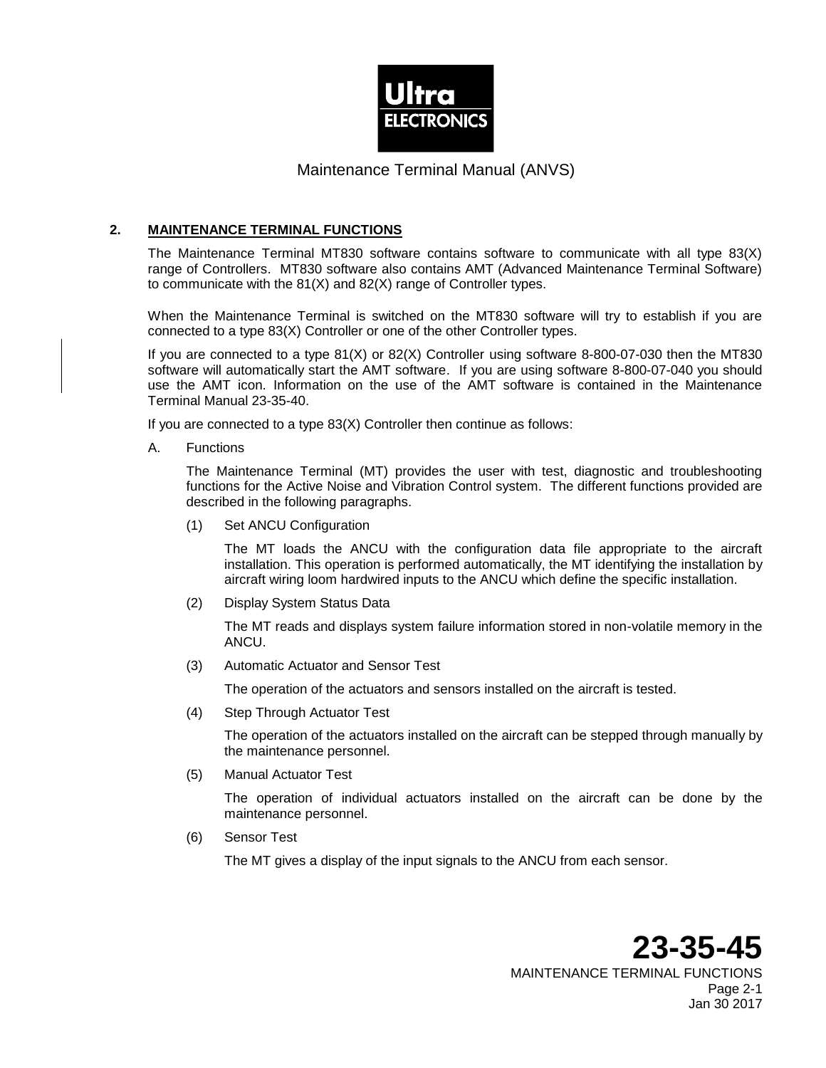## 2. MAINTENANCE TERMINAL FUNCTIONS

The Maintenance Terminal MT830 software contains software to communicate with all type 83(X) range of Controllers. MT830 software also contains AMT (Advanced Maintenance Terminal Software) to communicate with the 81(X) and 82(X) range of Controller types.

When the Maintenance Terminal is switched on the MT830 software will try to establish if you are connected to a type 83(X) Controller or one of the other Controller types.

If you are connected to a type 81(X) or 82(X) Controller using software 8-800-07-030 then the MT830 software will automatically start the AMT software. If you are using software 8-800-07-040 you should use the AMT icon. Information on the use of the AMT software is contained in the Maintenance Terminal Manual 23-35-40.

If you are connected to a type 83(X) Controller then continue as follows:

A. Functions

The Maintenance Terminal (MT) provides the user with test, diagnostic and troubleshooting functions for the Active Noise and Vibration Control system. The different functions provided are described in the following paragraphs.

(1) Set ANCU Configuration

The MT loads the ANCU with the configuration data file appropriate to the aircraft installation. This operation is performed automatically, the MT identifying the installation by aircraft wiring loom hardwired inputs to the ANCU which define the specific installation.

(2) Display System Status Data

The MT reads and displays system failure information stored in non-volatile memory in the ANCU.

(3) Automatic Actuator and Sensor Test

The operation of the actuators and sensors installed on the aircraft is tested.

(4) Step Through Actuator Test

The operation of the actuators installed on the aircraft can be stepped through manually by the maintenance personnel.

(5) Manual Actuator Test

The operation of individual actuators installed on the aircraft can be done by the maintenance personnel.

(6) Sensor Test

The MT gives a display of the input signals to the ANCU from each sensor.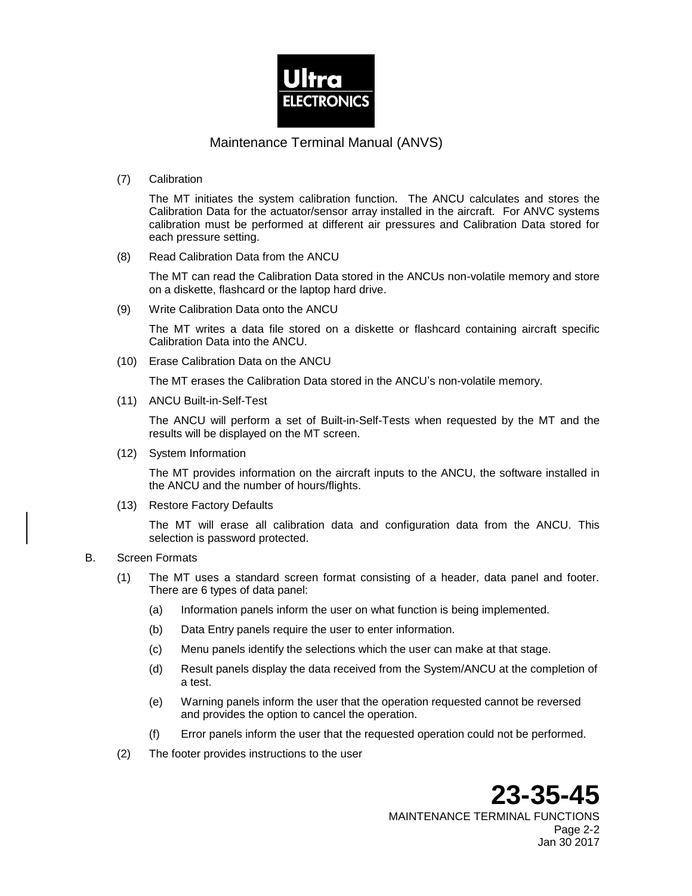(7) Calibration

The MT initiates the system calibration function. The ANCU calculates and stores the Calibration Data for the actuator/sensor array installed in the aircraft. For ANVC systems calibration must be performed at different air pressures and Calibration Data stored for each pressure setting.

(8) Read Calibration Data from the ANCU

The MT can read the Calibration Data stored in the ANCUs non-volatile memory and store on a diskette, flashcard or the laptop hard drive.

(9) Write Calibration Data onto the ANCU

The MT writes a data file stored on a diskette or flashcard containing aircraft specific Calibration Data into the ANCU.

(10) Erase Calibration Data on the ANCU

The MT erases the Calibration Data stored in the ANCU's non-volatile memory.

(11) ANCU Built-in-Self-Test

The ANCU will perform a set of Built-in-Self-Tests when requested by the MT and the results will be displayed on the MT screen.

(12) System Information

The MT provides information on the aircraft inputs to the ANCU, the software installed in the ANCU and the number of hours/flights.

(13) Restore Factory Defaults

The MT will erase all calibration data and configuration data from the ANCU. This selection is password protected.

B. Screen Formats

(1) The MT uses a standard screen format consisting of a header, data panel and footer. There are 6 types of data panel:

(a) Information panels inform the user on what function is being implemented.

(b) Data Entry panels require the user to enter information.

(c) Menu panels identify the selections which the user can make at that stage.

(d) Result panels display the data received from the System/ANCU at the completion of a test.

(e) Warning panels inform the user that the operation requested cannot be reversed and provides the option to cancel the operation.

(f) Error panels inform the user that the requested operation could not be performed.

(2) The footer provides instructions to the user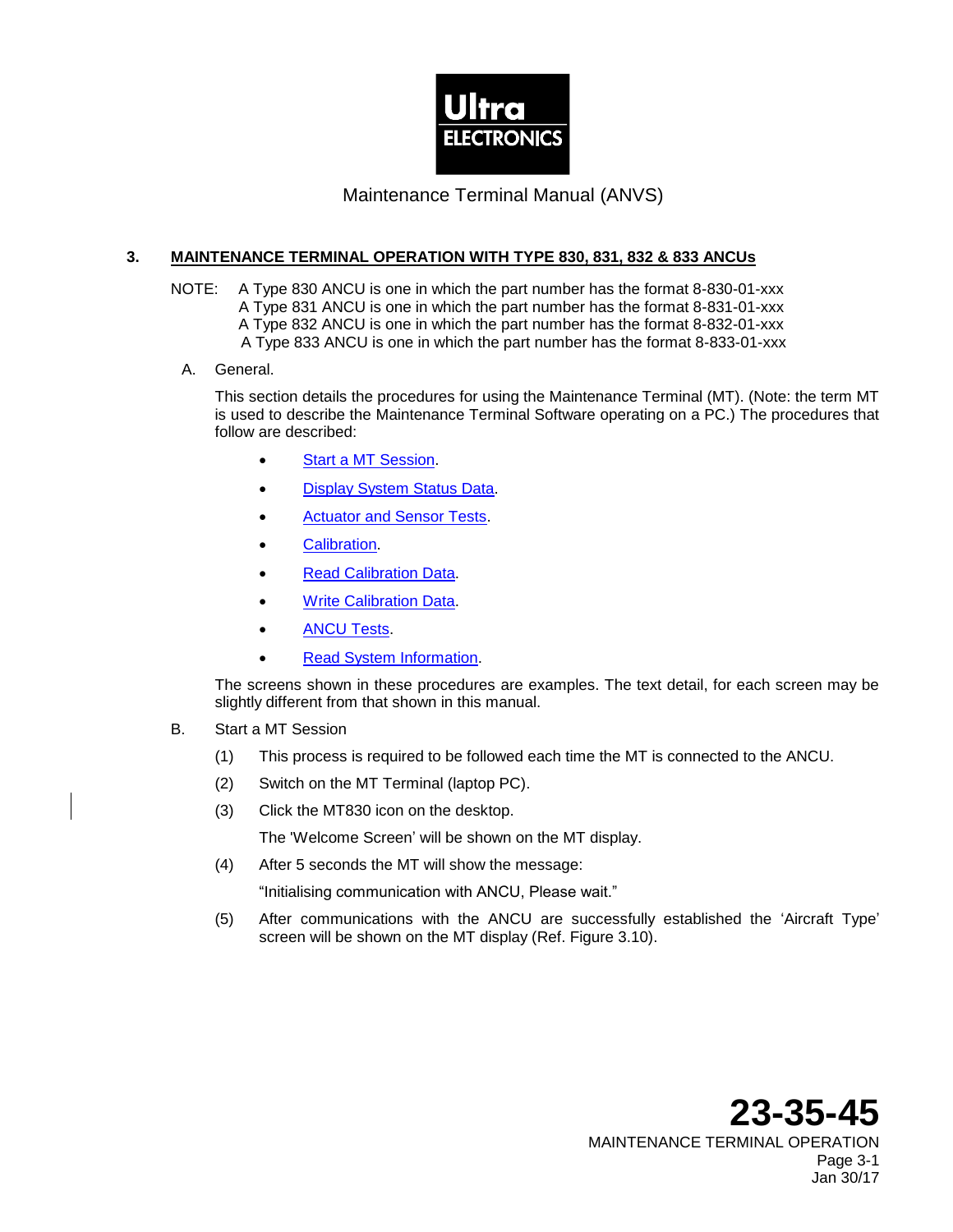## 3. MAINTENANCE TERMINAL OPERATION WITH TYPE 830, 831, 832 & 833 ANCUs

NOTE: A Type 830 ANCU is one in which the part number has the format 8-830-01-xxx
A Type 831 ANCU is one in which the part number has the format 8-831-01-xxx
A Type 832 ANCU is one in which the part number has the format 8-832-01-xxx
A Type 833 ANCU is one in which the part number has the format 8-833-01-xxx

A. General.

This section details the procedures for using the Maintenance Terminal (MT). (Note: the term MT is used to describe the Maintenance Terminal Software operating on a PC.) The procedures that follow are described:

- Start a MT Session.
- Display System Status Data.
- Actuator and Sensor Tests.
- Calibration.
- Read Calibration Data.
- Write Calibration Data.
- ANCU Tests.
- Read System Information.

The screens shown in these procedures are examples. The text detail, for each screen may be slightly different from that shown in this manual.

B. Start a MT Session

(1) This process is required to be followed each time the MT is connected to the ANCU.

(2) Switch on the MT Terminal (laptop PC).

(3) Click the MT830 icon on the desktop.

The 'Welcome Screen' will be shown on the MT display.

(4) After 5 seconds the MT will show the message:

"Initialising communication with ANCU, Please wait."

(5) After communications with the ANCU are successfully established the 'Aircraft Type' screen will be shown on the MT display (Ref. Figure 3.10).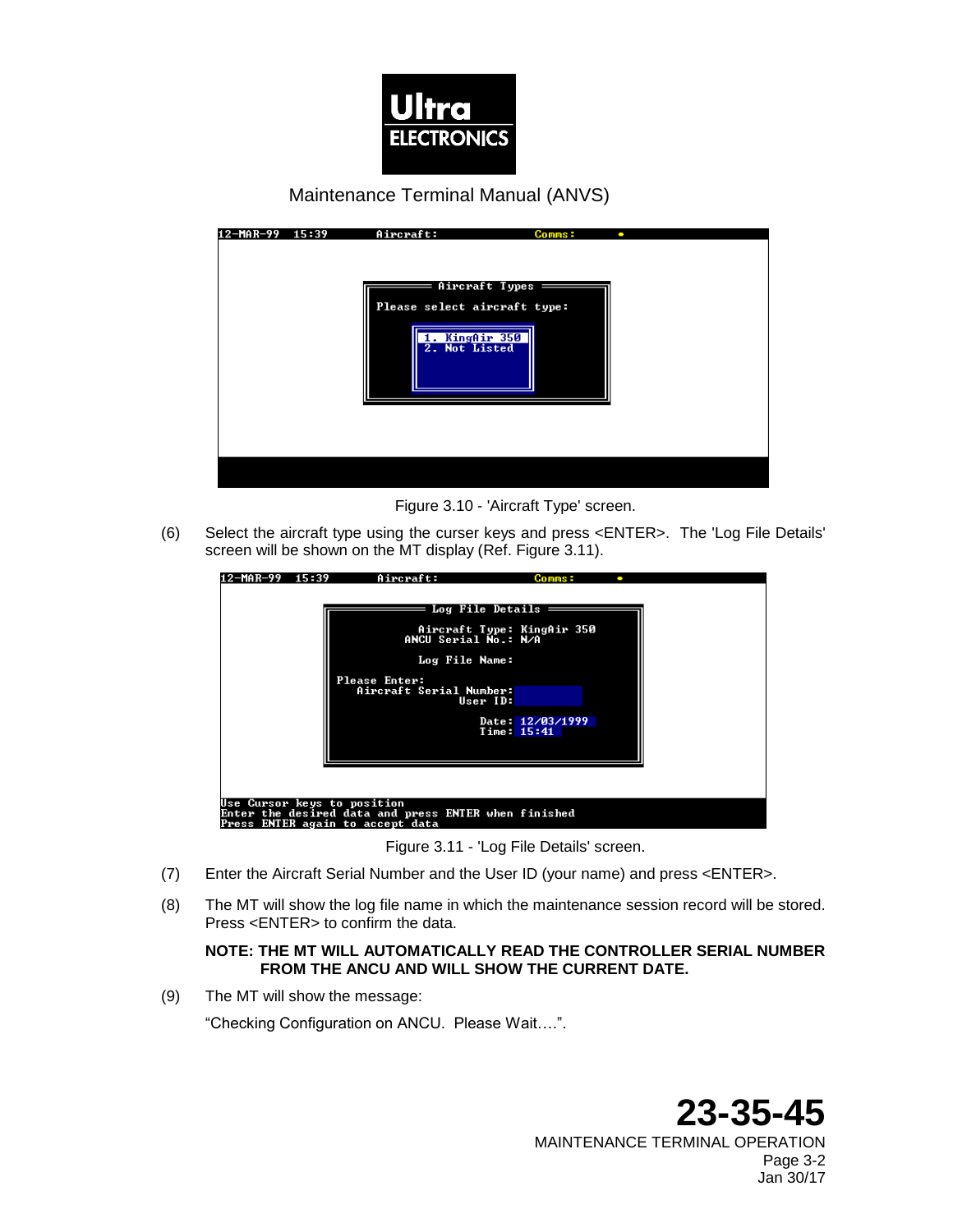Figure 3.10 - 'Aircraft Type' screen.

(6) Select the aircraft type using the curser keys and press <ENTER>. The 'Log File Details' screen will be shown on the MT display (Ref. Figure 3.11).

Figure 3.11 - 'Log File Details' screen.

(7) Enter the Aircraft Serial Number and the User ID (your name) and press <ENTER>.

(8) The MT will show the log file name in which the maintenance session record will be stored. Press <ENTER> to confirm the data.

**NOTE: THE MT WILL AUTOMATICALLY READ THE CONTROLLER SERIAL NUMBER FROM THE ANCU AND WILL SHOW THE CURRENT DATE.**

(9) The MT will show the message:

"Checking Configuration on ANCU. Please Wait….".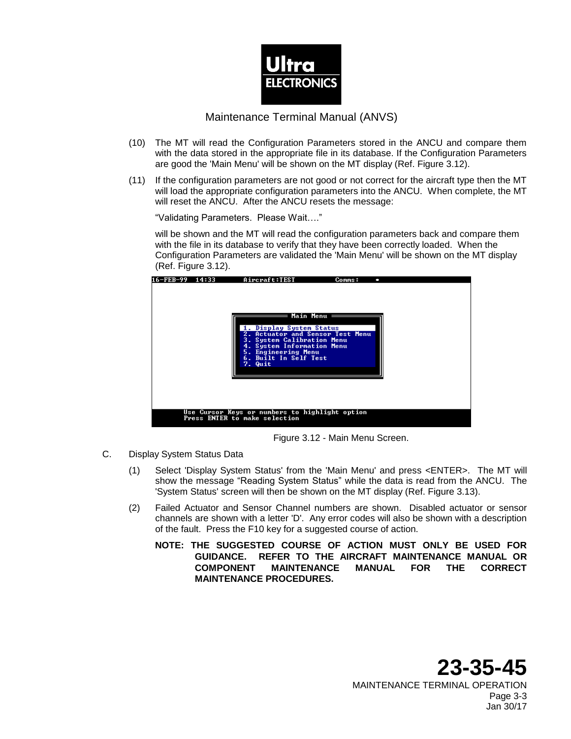(10) The MT will read the Configuration Parameters stored in the ANCU and compare them with the data stored in the appropriate file in its database. If the Configuration Parameters are good the 'Main Menu' will be shown on the MT display (Ref. Figure 3.12).

(11) If the configuration parameters are not good or not correct for the aircraft type then the MT will load the appropriate configuration parameters into the ANCU. When complete, the MT will reset the ANCU. After the ANCU resets the message:

"Validating Parameters. Please Wait…."

will be shown and the MT will read the configuration parameters back and compare them with the file in its database to verify that they have been correctly loaded. When the Configuration Parameters are validated the 'Main Menu' will be shown on the MT display (Ref. Figure 3.12).

```
16-FEB-99  14:33        Aircraft:TEST        Comms:    •

                    ═══════ Main Menu ═══════
                    1. Display System Status
                    2. Actuator and Sensor Test Menu
                    3. System Calibration Menu
                    4. System Information Menu
                    5. Engineering Menu
                    6. Built In Self Test
                    7. Quit

        Use Cursor Keys or numbers to highlight option
        Press ENTER to make selection
```

Figure 3.12 - Main Menu Screen.

C. Display System Status Data

(1) Select 'Display System Status' from the 'Main Menu' and press <ENTER>. The MT will show the message "Reading System Status" while the data is read from the ANCU. The 'System Status' screen will then be shown on the MT display (Ref. Figure 3.13).

(2) Failed Actuator and Sensor Channel numbers are shown. Disabled actuator or sensor channels are shown with a letter 'D'. Any error codes will also be shown with a description of the fault. Press the F10 key for a suggested course of action.

**NOTE: THE SUGGESTED COURSE OF ACTION MUST ONLY BE USED FOR GUIDANCE. REFER TO THE AIRCRAFT MAINTENANCE MANUAL OR COMPONENT MAINTENANCE MANUAL FOR THE CORRECT MAINTENANCE PROCEDURES.**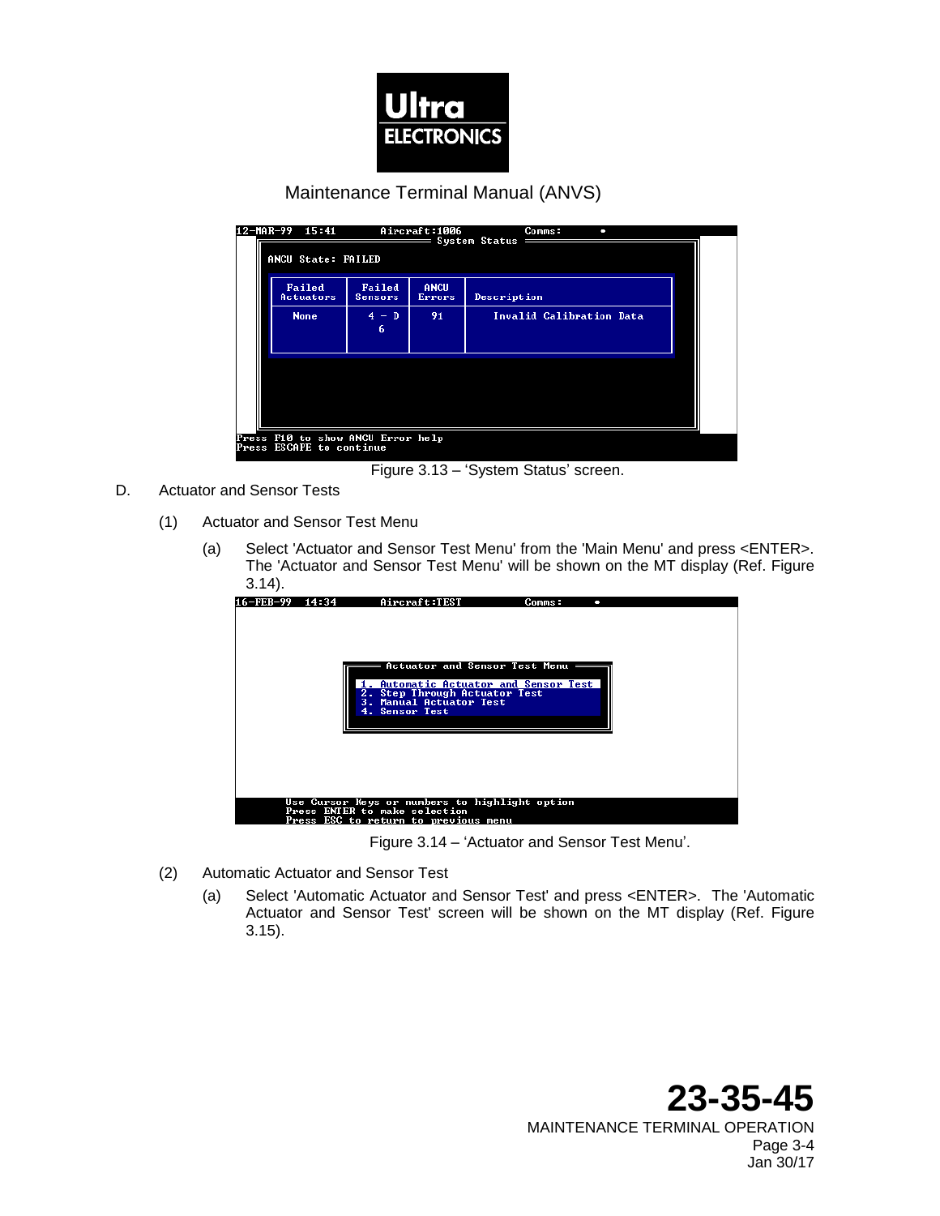Figure 3.13 – 'System Status' screen.

D. Actuator and Sensor Tests

(1) Actuator and Sensor Test Menu

(a) Select 'Actuator and Sensor Test Menu' from the 'Main Menu' and press <ENTER>. The 'Actuator and Sensor Test Menu' will be shown on the MT display (Ref. Figure 3.14).

Figure 3.14 – 'Actuator and Sensor Test Menu'.

(2) Automatic Actuator and Sensor Test

(a) Select 'Automatic Actuator and Sensor Test' and press <ENTER>. The 'Automatic Actuator and Sensor Test' screen will be shown on the MT display (Ref. Figure 3.15).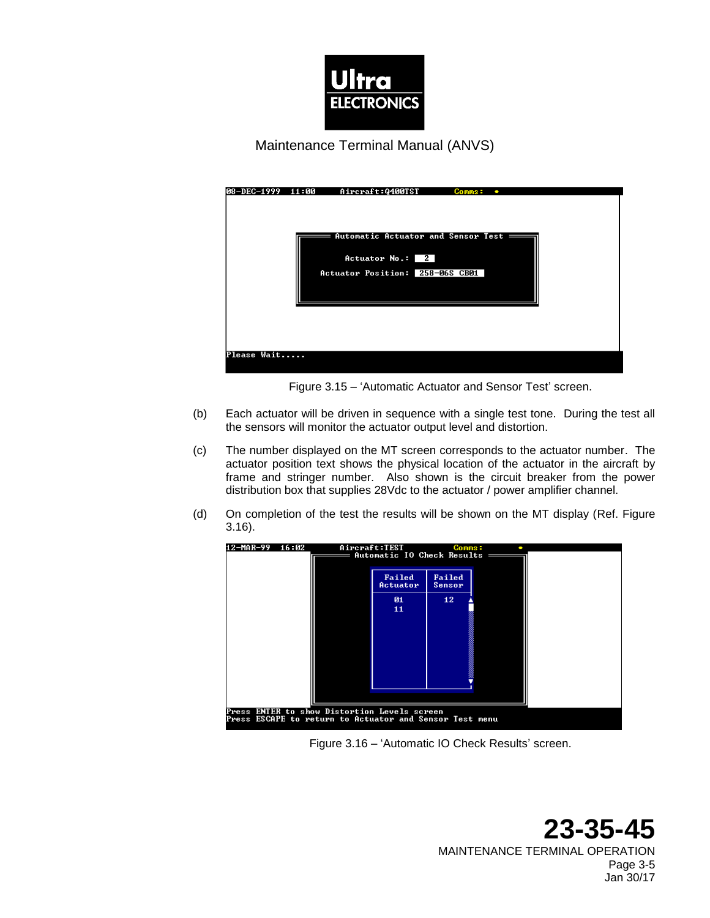Figure 3.15 – 'Automatic Actuator and Sensor Test' screen.

(b) Each actuator will be driven in sequence with a single test tone. During the test all the sensors will monitor the actuator output level and distortion.

(c) The number displayed on the MT screen corresponds to the actuator number. The actuator position text shows the physical location of the actuator in the aircraft by frame and stringer number. Also shown is the circuit breaker from the power distribution box that supplies 28Vdc to the actuator / power amplifier channel.

(d) On completion of the test the results will be shown on the MT display (Ref. Figure 3.16).

Figure 3.16 – 'Automatic IO Check Results' screen.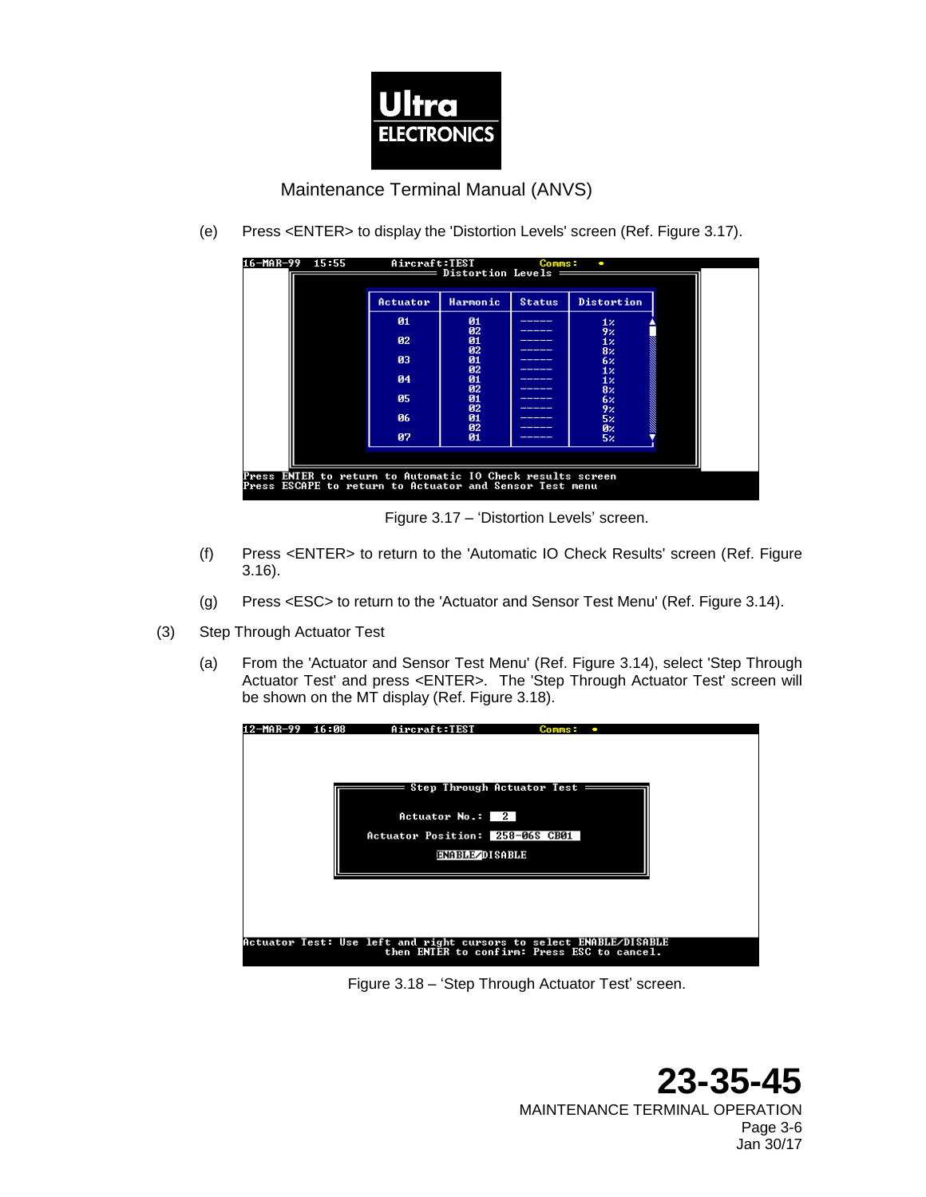(e) Press <ENTER> to display the 'Distortion Levels' screen (Ref. Figure 3.17).

```
16-MAR-99  15:55        Aircraft:TEST        Comms:  •
                       Distortion Levels

        Actuator   Harmonic   Status   Distortion
           01         01       -----       1%
                      02       -----       9%
           02         01       -----       1%
                      02       -----       8%
           03         01       -----       6%
                      02       -----       1%
           04         01       -----       1%
                      02       -----       8%
           05         01       -----       6%
                      02       -----       9%
           06         01       -----       5%
                      02       -----       0%
           07         01       -----       5%

Press ENTER to return to Automatic IO Check results screen
Press ESCAPE to return to Actuator and Sensor Test menu
```

Figure 3.17 – 'Distortion Levels' screen.

(f) Press <ENTER> to return to the 'Automatic IO Check Results' screen (Ref. Figure 3.16).

(g) Press <ESC> to return to the 'Actuator and Sensor Test Menu' (Ref. Figure 3.14).

(3) Step Through Actuator Test

(a) From the 'Actuator and Sensor Test Menu' (Ref. Figure 3.14), select 'Step Through Actuator Test' and press <ENTER>. The 'Step Through Actuator Test' screen will be shown on the MT display (Ref. Figure 3.18).

```
12-MAR-99  16:08        Aircraft:TEST        Comms:  •

                  Step Through Actuator Test

                  Actuator No.:  2
             Actuator Position:  258-06S CB01

                       ENABLE/DISABLE

Actuator Test: Use left and right cursors to select ENABLE/DISABLE
               then ENTER to confirm: Press ESC to cancel.
```

Figure 3.18 – 'Step Through Actuator Test' screen.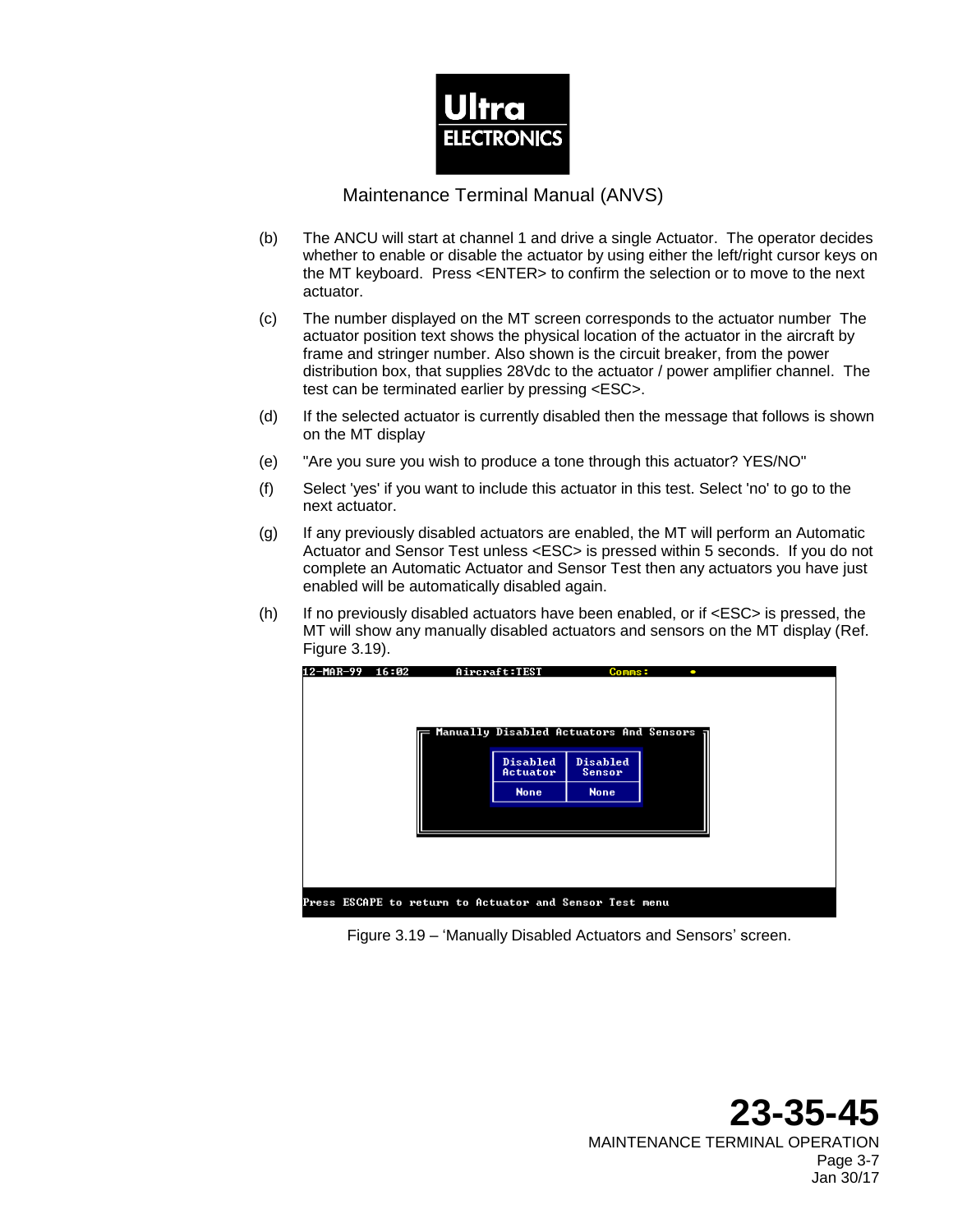(b) The ANCU will start at channel 1 and drive a single Actuator. The operator decides whether to enable or disable the actuator by using either the left/right cursor keys on the MT keyboard. Press <ENTER> to confirm the selection or to move to the next actuator.

(c) The number displayed on the MT screen corresponds to the actuator number The actuator position text shows the physical location of the actuator in the aircraft by frame and stringer number. Also shown is the circuit breaker, from the power distribution box, that supplies 28Vdc to the actuator / power amplifier channel. The test can be terminated earlier by pressing <ESC>.

(d) If the selected actuator is currently disabled then the message that follows is shown on the MT display

(e) "Are you sure you wish to produce a tone through this actuator? YES/NO"

(f) Select 'yes' if you want to include this actuator in this test. Select 'no' to go to the next actuator.

(g) If any previously disabled actuators are enabled, the MT will perform an Automatic Actuator and Sensor Test unless <ESC> is pressed within 5 seconds. If you do not complete an Automatic Actuator and Sensor Test then any actuators you have just enabled will be automatically disabled again.

(h) If no previously disabled actuators have been enabled, or if <ESC> is pressed, the MT will show any manually disabled actuators and sensors on the MT display (Ref. Figure 3.19).

```
12-MAR-99  16:02        Aircraft:TEST          Comms:    •

              Manually Disabled Actuators And Sensors

                   | Disabled | Disabled |
                   | Actuator | Sensor   |
                   | None     | None     |

Press ESCAPE to return to Actuator and Sensor Test menu
```

Figure 3.19 – 'Manually Disabled Actuators and Sensors' screen.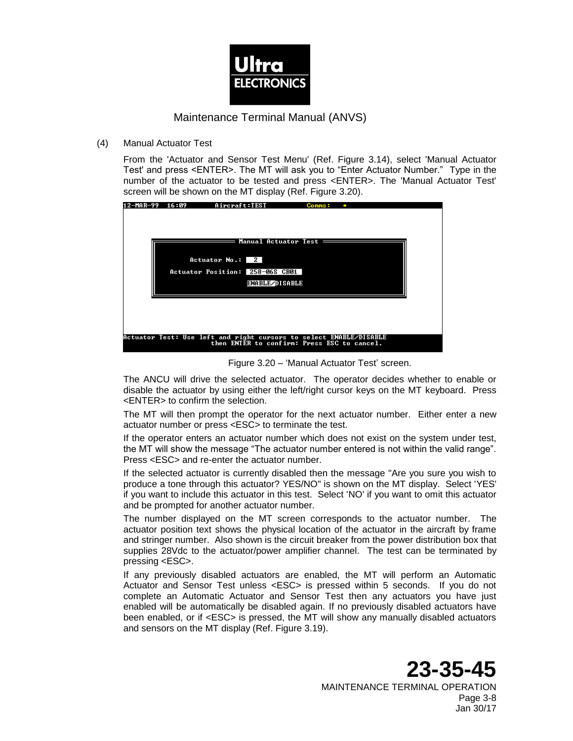(4) Manual Actuator Test

From the 'Actuator and Sensor Test Menu' (Ref. Figure 3.14), select 'Manual Actuator Test' and press <ENTER>. The MT will ask you to "Enter Actuator Number." Type in the number of the actuator to be tested and press <ENTER>. The 'Manual Actuator Test' screen will be shown on the MT display (Ref. Figure 3.20).

```
12-MAR-99  16:09        Aircraft:TEST          Comms:  •

                        Manual Actuator Test

          Actuator No.:  2
     Actuator Position:  258-06S CB01
                         ENABLE/DISABLE

Actuator Test: Use left and right cursors to select ENABLE/DISABLE
               then ENTER to confirm: Press ESC to cancel.
```

Figure 3.20 – 'Manual Actuator Test' screen.

The ANCU will drive the selected actuator. The operator decides whether to enable or disable the actuator by using either the left/right cursor keys on the MT keyboard. Press <ENTER> to confirm the selection.

The MT will then prompt the operator for the next actuator number. Either enter a new actuator number or press <ESC> to terminate the test.

If the operator enters an actuator number which does not exist on the system under test, the MT will show the message "The actuator number entered is not within the valid range". Press <ESC> and re-enter the actuator number.

If the selected actuator is currently disabled then the message "Are you sure you wish to produce a tone through this actuator? YES/NO" is shown on the MT display. Select 'YES' if you want to include this actuator in this test. Select 'NO' if you want to omit this actuator and be prompted for another actuator number.

The number displayed on the MT screen corresponds to the actuator number. The actuator position text shows the physical location of the actuator in the aircraft by frame and stringer number. Also shown is the circuit breaker from the power distribution box that supplies 28Vdc to the actuator/power amplifier channel. The test can be terminated by pressing <ESC>.

If any previously disabled actuators are enabled, the MT will perform an Automatic Actuator and Sensor Test unless <ESC> is pressed within 5 seconds. If you do not complete an Automatic Actuator and Sensor Test then any actuators you have just enabled will be automatically be disabled again. If no previously disabled actuators have been enabled, or if <ESC> is pressed, the MT will show any manually disabled actuators and sensors on the MT display (Ref. Figure 3.19).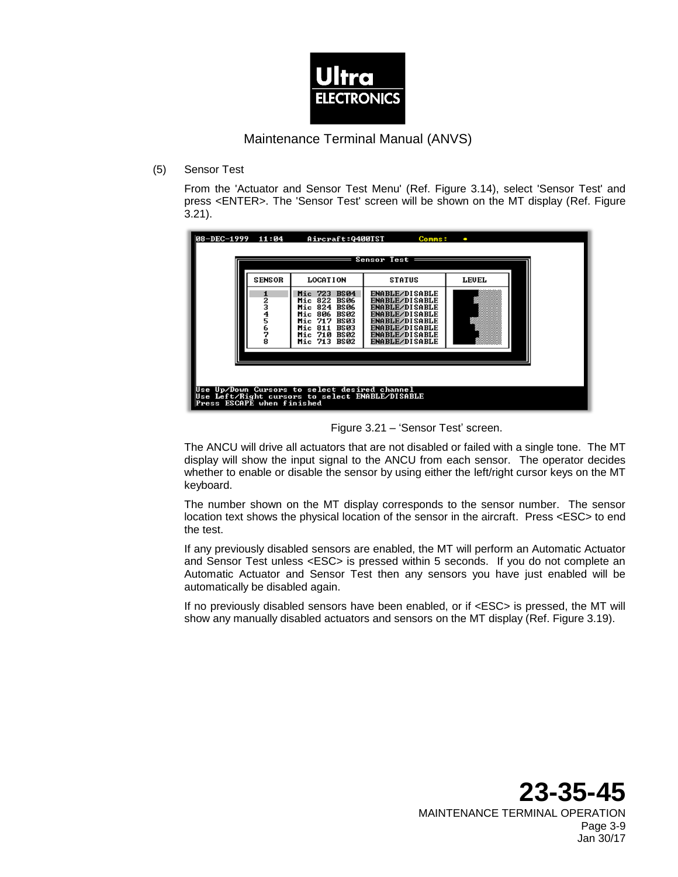(5) Sensor Test

From the 'Actuator and Sensor Test Menu' (Ref. Figure 3.14), select 'Sensor Test' and press <ENTER>. The 'Sensor Test' screen will be shown on the MT display (Ref. Figure 3.21).

Figure 3.21 – 'Sensor Test' screen.

The ANCU will drive all actuators that are not disabled or failed with a single tone. The MT display will show the input signal to the ANCU from each sensor. The operator decides whether to enable or disable the sensor by using either the left/right cursor keys on the MT keyboard.

The number shown on the MT display corresponds to the sensor number. The sensor location text shows the physical location of the sensor in the aircraft. Press <ESC> to end the test.

If any previously disabled sensors are enabled, the MT will perform an Automatic Actuator and Sensor Test unless <ESC> is pressed within 5 seconds. If you do not complete an Automatic Actuator and Sensor Test then any sensors you have just enabled will be automatically be disabled again.

If no previously disabled sensors have been enabled, or if <ESC> is pressed, the MT will show any manually disabled actuators and sensors on the MT display (Ref. Figure 3.19).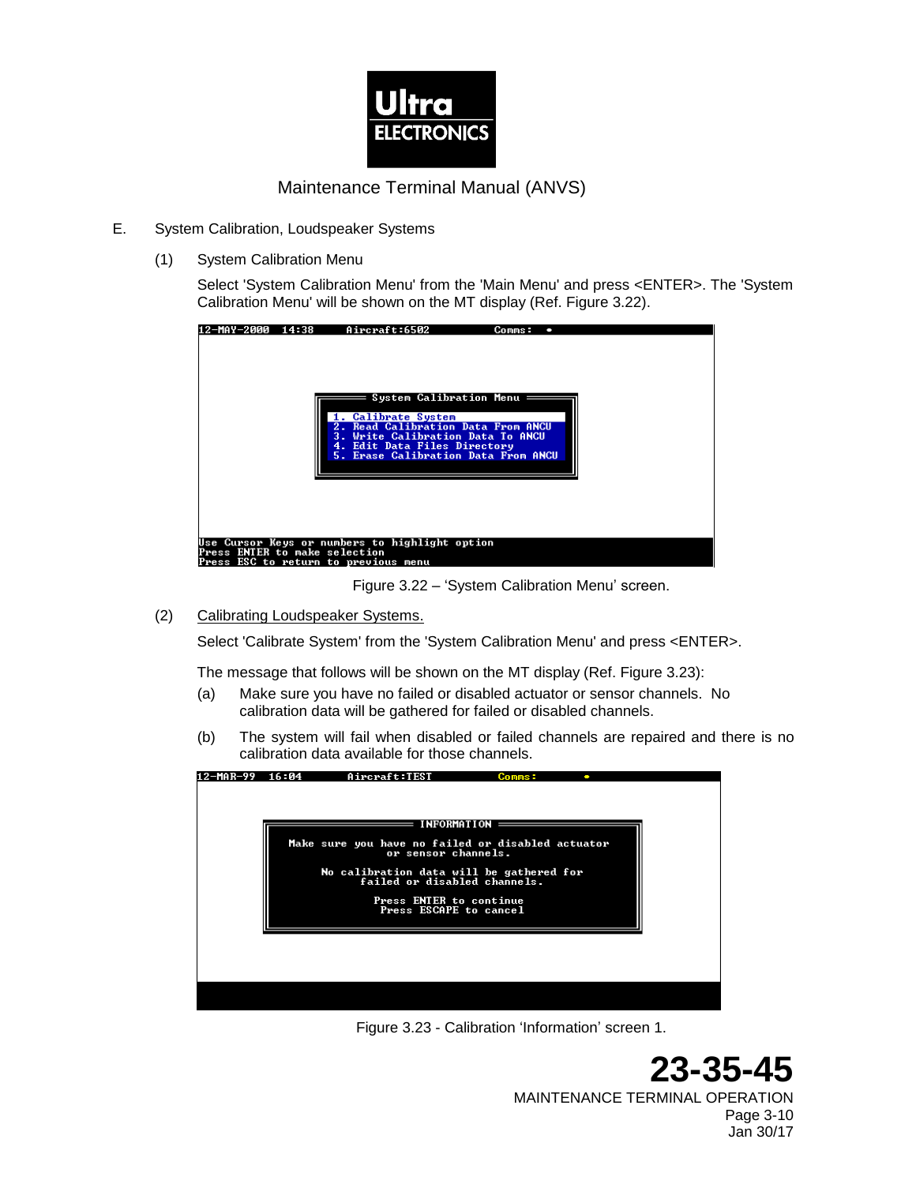E. System Calibration, Loudspeaker Systems

(1) System Calibration Menu

Select 'System Calibration Menu' from the 'Main Menu' and press <ENTER>. The 'System Calibration Menu' will be shown on the MT display (Ref. Figure 3.22).

```
12-MAY-2000  14:38      Aircraft:6502          Comms:  •

                 ══════ System Calibration Menu ══════
                  1. Calibrate System
                  2. Read Calibration Data From ANCU
                  3. Write Calibration Data To ANCU
                  4. Edit Data Files Directory
                  5. Erase Calibration Data From ANCU

Use Cursor Keys or numbers to highlight option
Press ENTER to make selection
Press ESC to return to previous menu
```

Figure 3.22 – 'System Calibration Menu' screen.

(2) Calibrating Loudspeaker Systems.

Select 'Calibrate System' from the 'System Calibration Menu' and press <ENTER>.

The message that follows will be shown on the MT display (Ref. Figure 3.23):

(a) Make sure you have no failed or disabled actuator or sensor channels. No calibration data will be gathered for failed or disabled channels.

(b) The system will fail when disabled or failed channels are repaired and there is no calibration data available for those channels.

```
12-MAR-99   16:04       Aircraft:TEST          Comms:      •

            ═══════════════ INFORMATION ═══════════════
             Make sure you have no failed or disabled actuator
                          or sensor channels.

                  No calibration data will be gathered for
                        failed or disabled channels.

                         Press ENTER to continue
                          Press ESCAPE to cancel
```

Figure 3.23 - Calibration 'Information' screen 1.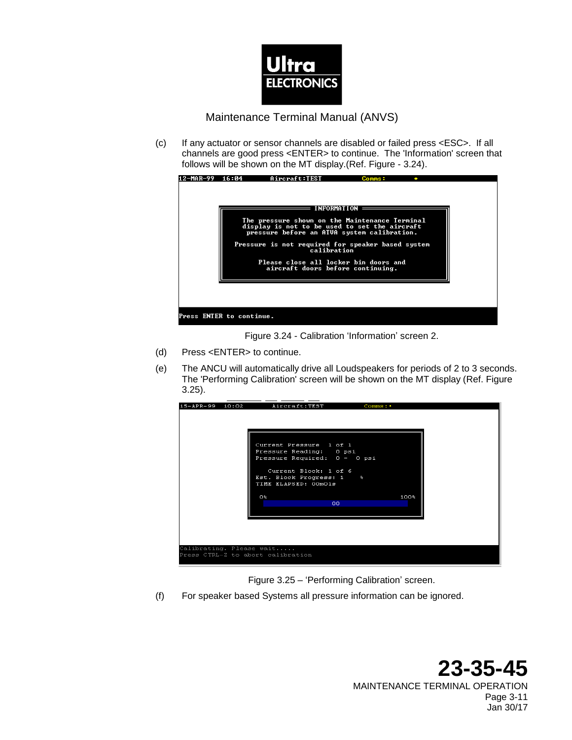(c) If any actuator or sensor channels are disabled or failed press <ESC>. If all channels are good press <ENTER> to continue. The 'Information' screen that follows will be shown on the MT display.(Ref. Figure - 3.24).

```
12-MAR-99  16:04        Aircraft:TEST          Comms:      •

                         INFORMATION
      The pressure shown on the Maintenance Terminal
      display is not to be used to set the aircraft
      pressure before an ATVA system calibration.

      Pressure is not required for speaker based system
                        calibration

          Please close all locker bin doors and
          aircraft doors before continuing.

Press ENTER to continue.
```

Figure 3.24 - Calibration 'Information' screen 2.

(d) Press <ENTER> to continue.

(e) The ANCU will automatically drive all Loudspeakers for periods of 2 to 3 seconds. The 'Performing Calibration' screen will be shown on the MT display (Ref. Figure 3.25).

```
15-APR-99  10:02        Aircraft:TEST          Comms:•

        Current Pressure  1 of 1
        Pressure Reading:    0 psi
        Pressure Required:  0 -  0 psi

           Current Block: 1 of 6
        Est. Block Progress: 1    %
        TIME ELAPSED: 00m01s

         0%                              100%
                        00

Calibrating. Please wait.....
Press CTRL-Z to abort calibration
```

Figure 3.25 – 'Performing Calibration' screen.

(f) For speaker based Systems all pressure information can be ignored.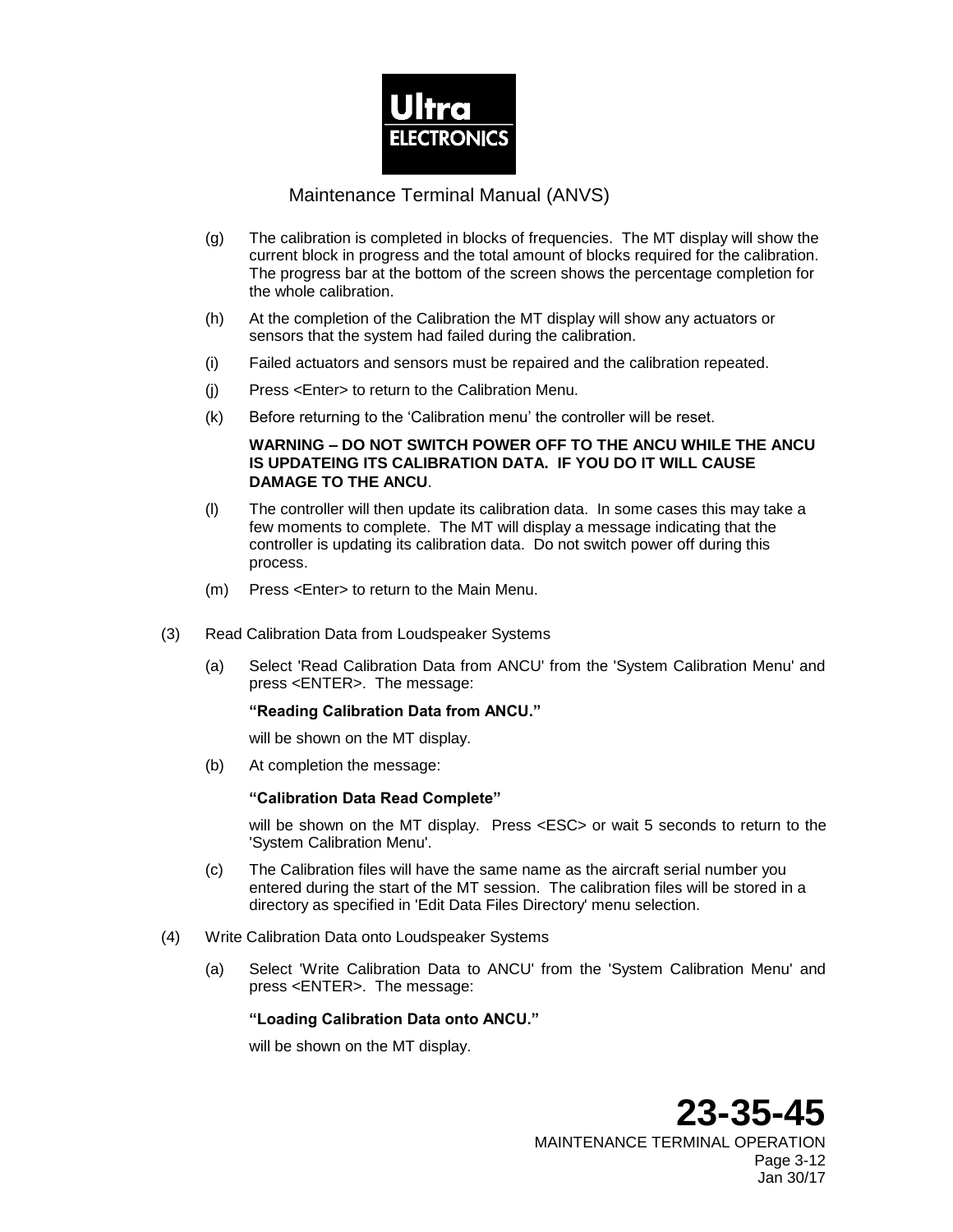(g) The calibration is completed in blocks of frequencies. The MT display will show the current block in progress and the total amount of blocks required for the calibration. The progress bar at the bottom of the screen shows the percentage completion for the whole calibration.

(h) At the completion of the Calibration the MT display will show any actuators or sensors that the system had failed during the calibration.

(i) Failed actuators and sensors must be repaired and the calibration repeated.

(j) Press <Enter> to return to the Calibration Menu.

(k) Before returning to the 'Calibration menu' the controller will be reset.

**WARNING – DO NOT SWITCH POWER OFF TO THE ANCU WHILE THE ANCU IS UPDATEING ITS CALIBRATION DATA. IF YOU DO IT WILL CAUSE DAMAGE TO THE ANCU**.

(l) The controller will then update its calibration data. In some cases this may take a few moments to complete. The MT will display a message indicating that the controller is updating its calibration data. Do not switch power off during this process.

(m) Press <Enter> to return to the Main Menu.

(3) Read Calibration Data from Loudspeaker Systems

(a) Select 'Read Calibration Data from ANCU' from the 'System Calibration Menu' and press <ENTER>. The message:

**"Reading Calibration Data from ANCU."**

will be shown on the MT display.

(b) At completion the message:

**"Calibration Data Read Complete"**

will be shown on the MT display. Press <ESC> or wait 5 seconds to return to the 'System Calibration Menu'.

(c) The Calibration files will have the same name as the aircraft serial number you entered during the start of the MT session. The calibration files will be stored in a directory as specified in 'Edit Data Files Directory' menu selection.

(4) Write Calibration Data onto Loudspeaker Systems

(a) Select 'Write Calibration Data to ANCU' from the 'System Calibration Menu' and press <ENTER>. The message:

**"Loading Calibration Data onto ANCU."**

will be shown on the MT display.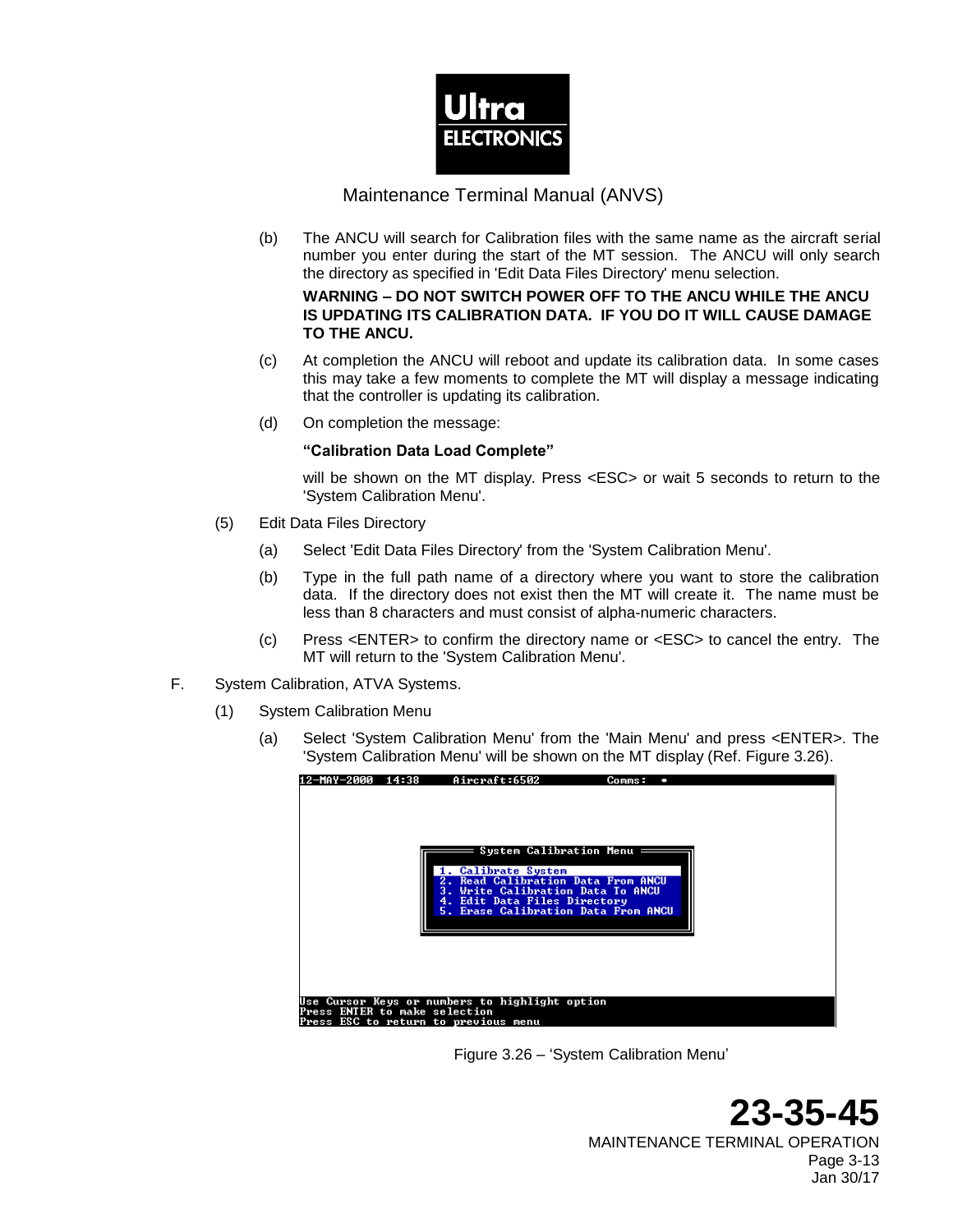(b) The ANCU will search for Calibration files with the same name as the aircraft serial number you enter during the start of the MT session. The ANCU will only search the directory as specified in 'Edit Data Files Directory' menu selection.

**WARNING – DO NOT SWITCH POWER OFF TO THE ANCU WHILE THE ANCU IS UPDATING ITS CALIBRATION DATA. IF YOU DO IT WILL CAUSE DAMAGE TO THE ANCU.**

(c) At completion the ANCU will reboot and update its calibration data. In some cases this may take a few moments to complete the MT will display a message indicating that the controller is updating its calibration.

(d) On completion the message:

**"Calibration Data Load Complete"**

will be shown on the MT display. Press <ESC> or wait 5 seconds to return to the 'System Calibration Menu'.

(5) Edit Data Files Directory

(a) Select 'Edit Data Files Directory' from the 'System Calibration Menu'.

(b) Type in the full path name of a directory where you want to store the calibration data. If the directory does not exist then the MT will create it. The name must be less than 8 characters and must consist of alpha-numeric characters.

(c) Press <ENTER> to confirm the directory name or <ESC> to cancel the entry. The MT will return to the 'System Calibration Menu'.

F. System Calibration, ATVA Systems.

(1) System Calibration Menu

(a) Select 'System Calibration Menu' from the 'Main Menu' and press <ENTER>. The 'System Calibration Menu' will be shown on the MT display (Ref. Figure 3.26).

```
12-MAY-2000  14:38      Aircraft:6502          Comms:  •

                 System Calibration Menu
              1. Calibrate System
              2. Read Calibration Data From ANCU
              3. Write Calibration Data To ANCU
              4. Edit Data Files Directory
              5. Erase Calibration Data From ANCU

Use Cursor Keys or numbers to highlight option
Press ENTER to make selection
Press ESC to return to previous menu
```

Figure 3.26 – 'System Calibration Menu'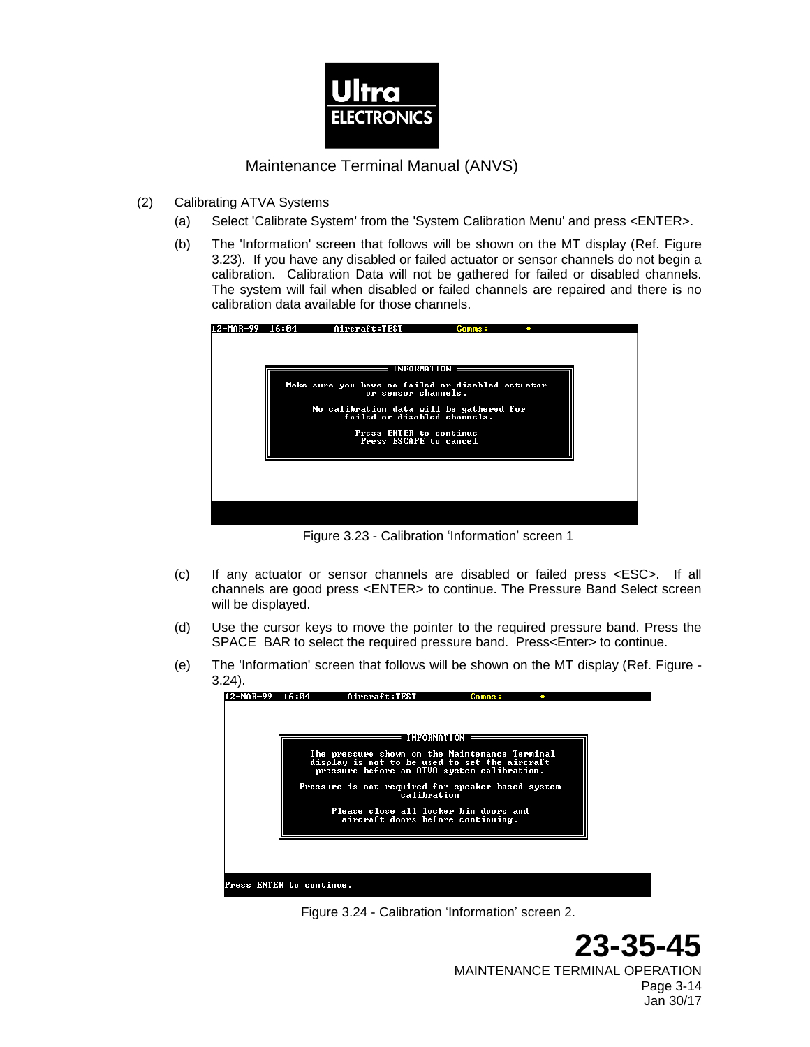(2) Calibrating ATVA Systems

(a) Select 'Calibrate System' from the 'System Calibration Menu' and press <ENTER>.

(b) The 'Information' screen that follows will be shown on the MT display (Ref. Figure 3.23). If you have any disabled or failed actuator or sensor channels do not begin a calibration. Calibration Data will not be gathered for failed or disabled channels. The system will fail when disabled or failed channels are repaired and there is no calibration data available for those channels.

```
12-MAR-99  16:04        Aircraft:TEST          Comms:

                    INFORMATION
   Make sure you have no failed or disabled actuator
                 or sensor channels.

        No calibration data will be gathered for
             failed or disabled channels.

                Press ENTER to continue
                Press ESCAPE to cancel
```

Figure 3.23 - Calibration 'Information' screen 1

(c) If any actuator or sensor channels are disabled or failed press <ESC>. If all channels are good press <ENTER> to continue. The Pressure Band Select screen will be displayed.

(d) Use the cursor keys to move the pointer to the required pressure band. Press the SPACE BAR to select the required pressure band. Press<Enter> to continue.

(e) The 'Information' screen that follows will be shown on the MT display (Ref. Figure - 3.24).

```
12-MAR-99  16:04        Aircraft:TEST          Comms:

                    INFORMATION
      The pressure shown on the Maintenance Terminal
      display is not to be used to set the aircraft
      pressure before an ATVA system calibration.

    Pressure is not required for speaker based system
                       calibration

          Please close all locker bin doors and
            aircraft doors before continuing.

Press ENTER to continue.
```

Figure 3.24 - Calibration 'Information' screen 2.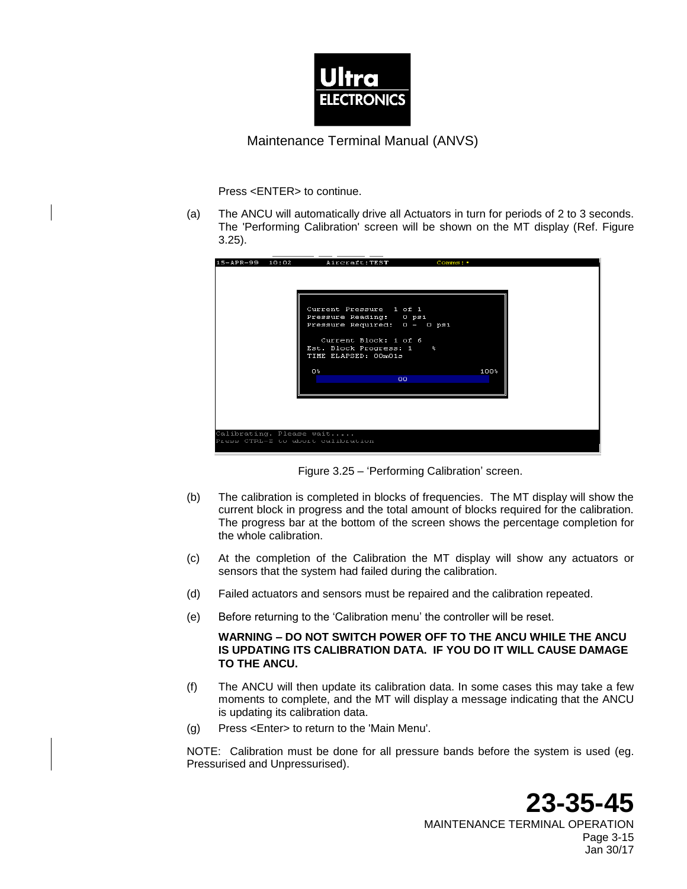Press <ENTER> to continue.

(a) The ANCU will automatically drive all Actuators in turn for periods of 2 to 3 seconds. The 'Performing Calibration' screen will be shown on the MT display (Ref. Figure 3.25).

Figure 3.25 – 'Performing Calibration' screen.

(b) The calibration is completed in blocks of frequencies. The MT display will show the current block in progress and the total amount of blocks required for the calibration. The progress bar at the bottom of the screen shows the percentage completion for the whole calibration.

(c) At the completion of the Calibration the MT display will show any actuators or sensors that the system had failed during the calibration.

(d) Failed actuators and sensors must be repaired and the calibration repeated.

(e) Before returning to the 'Calibration menu' the controller will be reset.

**WARNING – DO NOT SWITCH POWER OFF TO THE ANCU WHILE THE ANCU IS UPDATING ITS CALIBRATION DATA. IF YOU DO IT WILL CAUSE DAMAGE TO THE ANCU.**

(f) The ANCU will then update its calibration data. In some cases this may take a few moments to complete, and the MT will display a message indicating that the ANCU is updating its calibration data.

(g) Press <Enter> to return to the 'Main Menu'.

NOTE: Calibration must be done for all pressure bands before the system is used (eg. Pressurised and Unpressurised).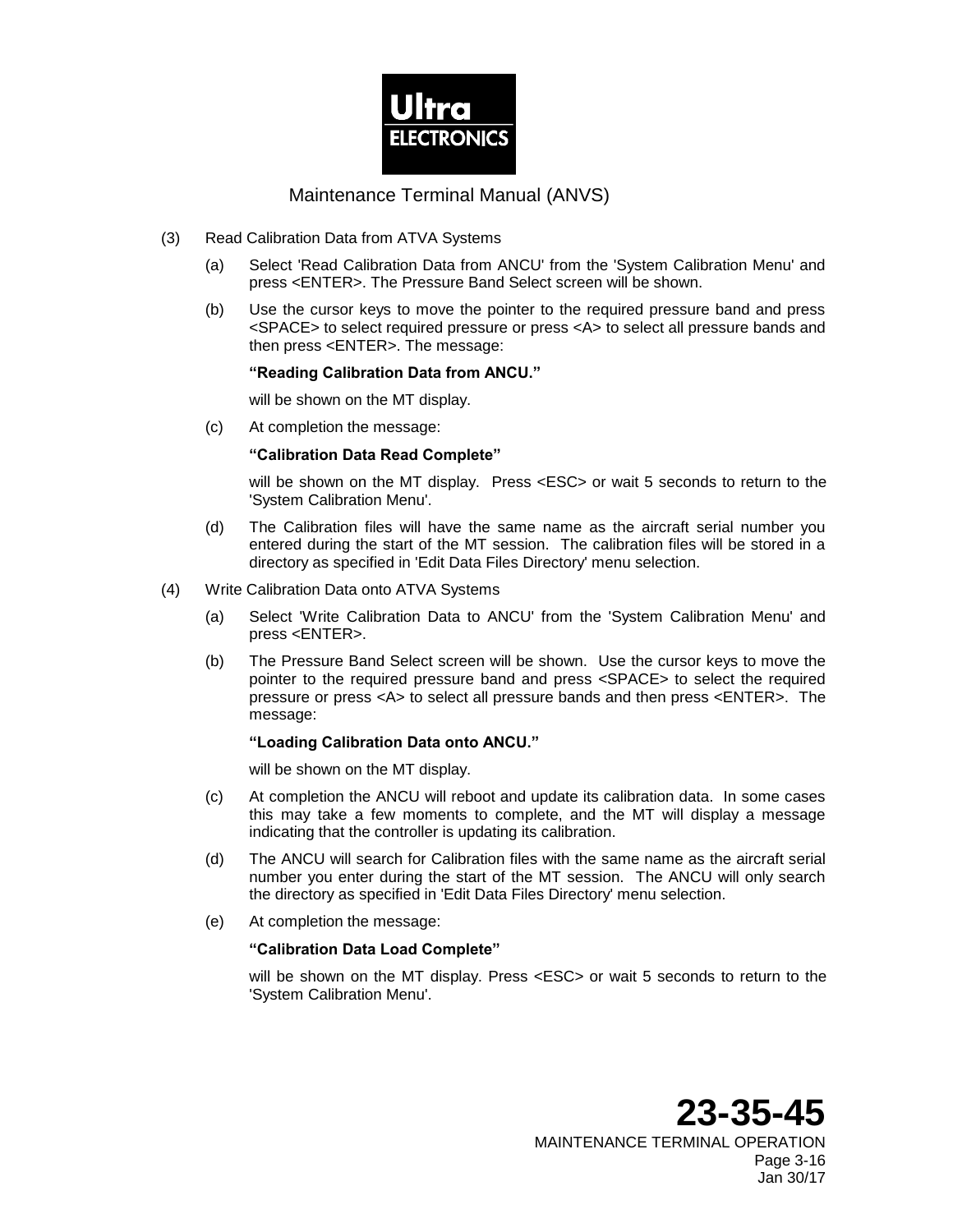(3) Read Calibration Data from ATVA Systems

(a) Select 'Read Calibration Data from ANCU' from the 'System Calibration Menu' and press <ENTER>. The Pressure Band Select screen will be shown.

(b) Use the cursor keys to move the pointer to the required pressure band and press <SPACE> to select required pressure or press <A> to select all pressure bands and then press <ENTER>. The message:

**"Reading Calibration Data from ANCU."**

will be shown on the MT display.

(c) At completion the message:

**"Calibration Data Read Complete"**

will be shown on the MT display. Press <ESC> or wait 5 seconds to return to the 'System Calibration Menu'.

(d) The Calibration files will have the same name as the aircraft serial number you entered during the start of the MT session. The calibration files will be stored in a directory as specified in 'Edit Data Files Directory' menu selection.

(4) Write Calibration Data onto ATVA Systems

(a) Select 'Write Calibration Data to ANCU' from the 'System Calibration Menu' and press <ENTER>.

(b) The Pressure Band Select screen will be shown. Use the cursor keys to move the pointer to the required pressure band and press <SPACE> to select the required pressure or press <A> to select all pressure bands and then press <ENTER>. The message:

**"Loading Calibration Data onto ANCU."**

will be shown on the MT display.

(c) At completion the ANCU will reboot and update its calibration data. In some cases this may take a few moments to complete, and the MT will display a message indicating that the controller is updating its calibration.

(d) The ANCU will search for Calibration files with the same name as the aircraft serial number you enter during the start of the MT session. The ANCU will only search the directory as specified in 'Edit Data Files Directory' menu selection.

(e) At completion the message:

**"Calibration Data Load Complete"**

will be shown on the MT display. Press <ESC> or wait 5 seconds to return to the 'System Calibration Menu'.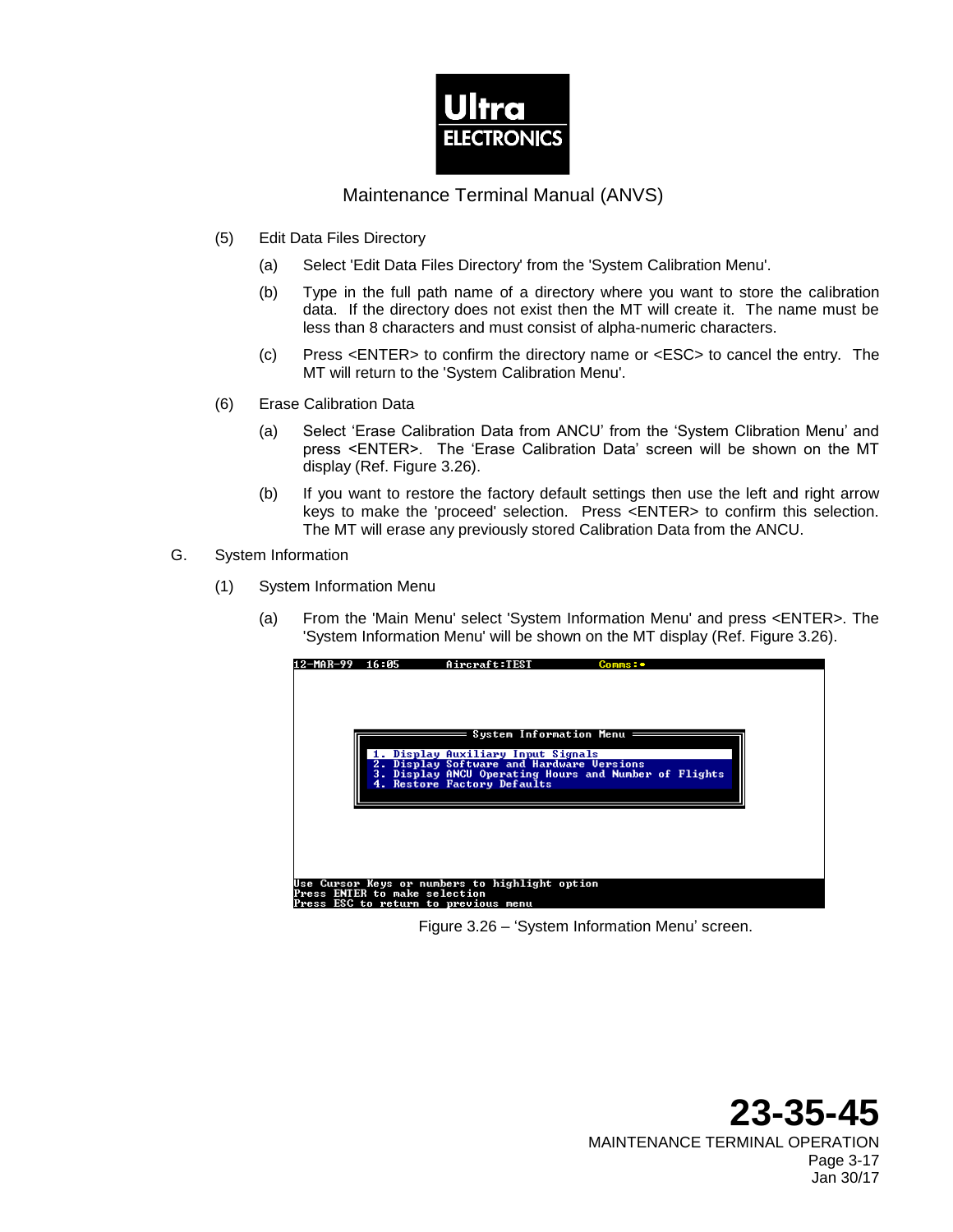(5) Edit Data Files Directory

(a) Select 'Edit Data Files Directory' from the 'System Calibration Menu'.

(b) Type in the full path name of a directory where you want to store the calibration data. If the directory does not exist then the MT will create it. The name must be less than 8 characters and must consist of alpha-numeric characters.

(c) Press <ENTER> to confirm the directory name or <ESC> to cancel the entry. The MT will return to the 'System Calibration Menu'.

(6) Erase Calibration Data

(a) Select 'Erase Calibration Data from ANCU' from the 'System Clibration Menu' and press <ENTER>. The 'Erase Calibration Data' screen will be shown on the MT display (Ref. Figure 3.26).

(b) If you want to restore the factory default settings then use the left and right arrow keys to make the 'proceed' selection. Press <ENTER> to confirm this selection. The MT will erase any previously stored Calibration Data from the ANCU.

G. System Information

(1) System Information Menu

(a) From the 'Main Menu' select 'System Information Menu' and press <ENTER>. The 'System Information Menu' will be shown on the MT display (Ref. Figure 3.26).

```
12-MAR-99  16:05        Aircraft:TEST          Comms:•

              ═══════════ System Information Menu ═══════════
               1. Display Auxiliary Input Signals
               2. Display Software and Hardware Versions
               3. Display ANCU Operating Hours and Number of Flights
               4. Restore Factory Defaults

Use Cursor Keys or numbers to highlight option
Press ENTER to make selection
Press ESC to return to previous menu
```

Figure 3.26 – 'System Information Menu' screen.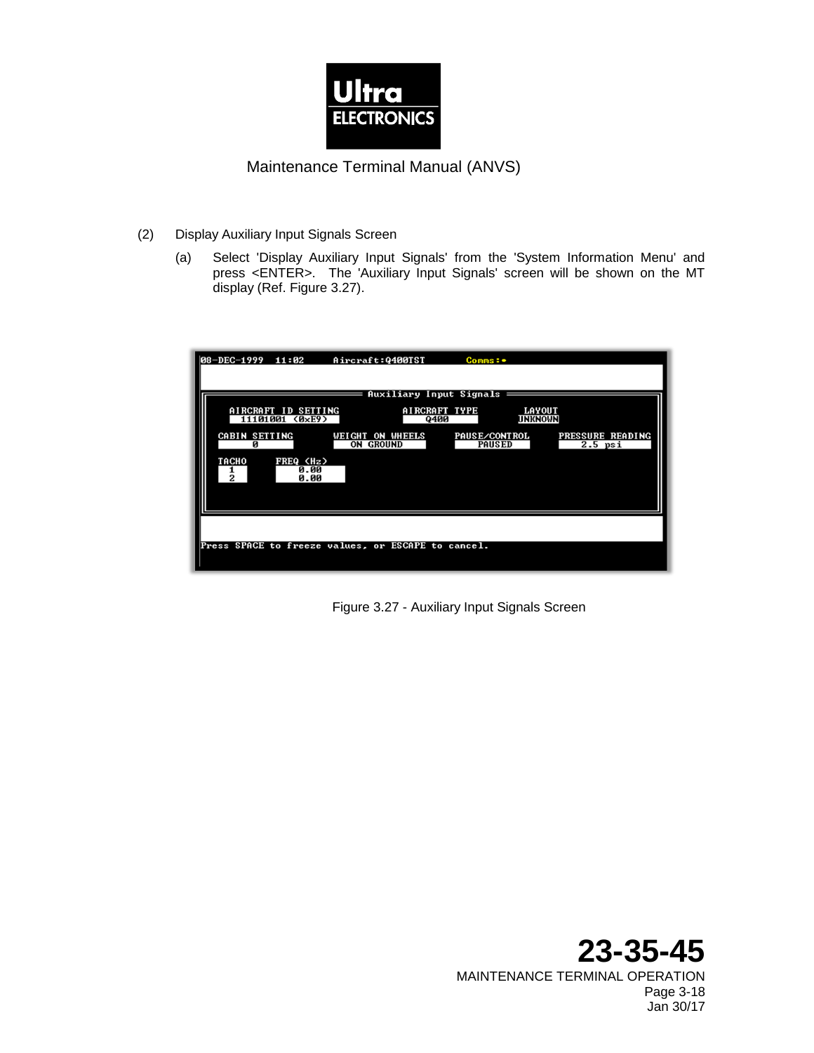(2) Display Auxiliary Input Signals Screen

(a) Select 'Display Auxiliary Input Signals' from the 'System Information Menu' and press <ENTER>. The 'Auxiliary Input Signals' screen will be shown on the MT display (Ref. Figure 3.27).

```
08-DEC-1999  11:02      Aircraft:Q400TST         Comms:•

                    Auxiliary Input Signals

     AIRCRAFT ID SETTING        AIRCRAFT TYPE      LAYOUT
      11101001 (0xE9)               Q400           UNKNOWN

  CABIN SETTING    WEIGHT ON WHEELS    PAUSE/CONTROL    PRESSURE READING
        0             ON GROUND           PAUSED           2.5 psi

  TACHO       FREQ (Hz)
    1            0.00
    2            0.00

Press SPACE to freeze values, or ESCAPE to cancel.
```

Figure 3.27 - Auxiliary Input Signals Screen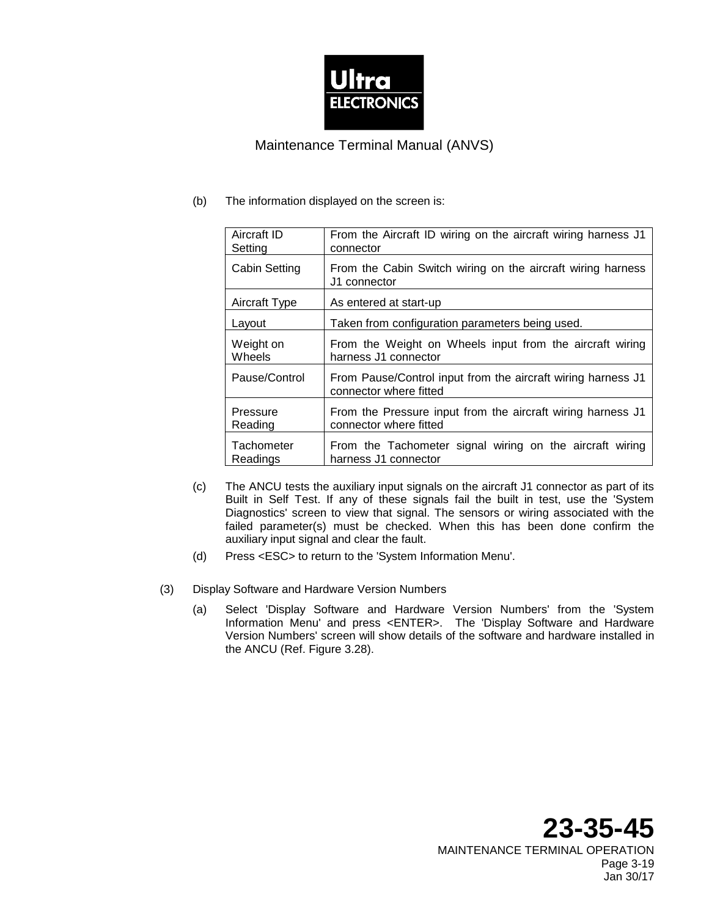(b) The information displayed on the screen is:

| | |
|---|---|
| Aircraft ID Setting | From the Aircraft ID wiring on the aircraft wiring harness J1 connector |
| Cabin Setting | From the Cabin Switch wiring on the aircraft wiring harness J1 connector |
| Aircraft Type | As entered at start-up |
| Layout | Taken from configuration parameters being used. |
| Weight on Wheels | From the Weight on Wheels input from the aircraft wiring harness J1 connector |
| Pause/Control | From Pause/Control input from the aircraft wiring harness J1 connector where fitted |
| Pressure Reading | From the Pressure input from the aircraft wiring harness J1 connector where fitted |
| Tachometer Readings | From the Tachometer signal wiring on the aircraft wiring harness J1 connector |

(c) The ANCU tests the auxiliary input signals on the aircraft J1 connector as part of its Built in Self Test. If any of these signals fail the built in test, use the 'System Diagnostics' screen to view that signal. The sensors or wiring associated with the failed parameter(s) must be checked. When this has been done confirm the auxiliary input signal and clear the fault.

(d) Press <ESC> to return to the 'System Information Menu'.

(3) Display Software and Hardware Version Numbers

(a) Select 'Display Software and Hardware Version Numbers' from the 'System Information Menu' and press <ENTER>. The 'Display Software and Hardware Version Numbers' screen will show details of the software and hardware installed in the ANCU (Ref. Figure 3.28).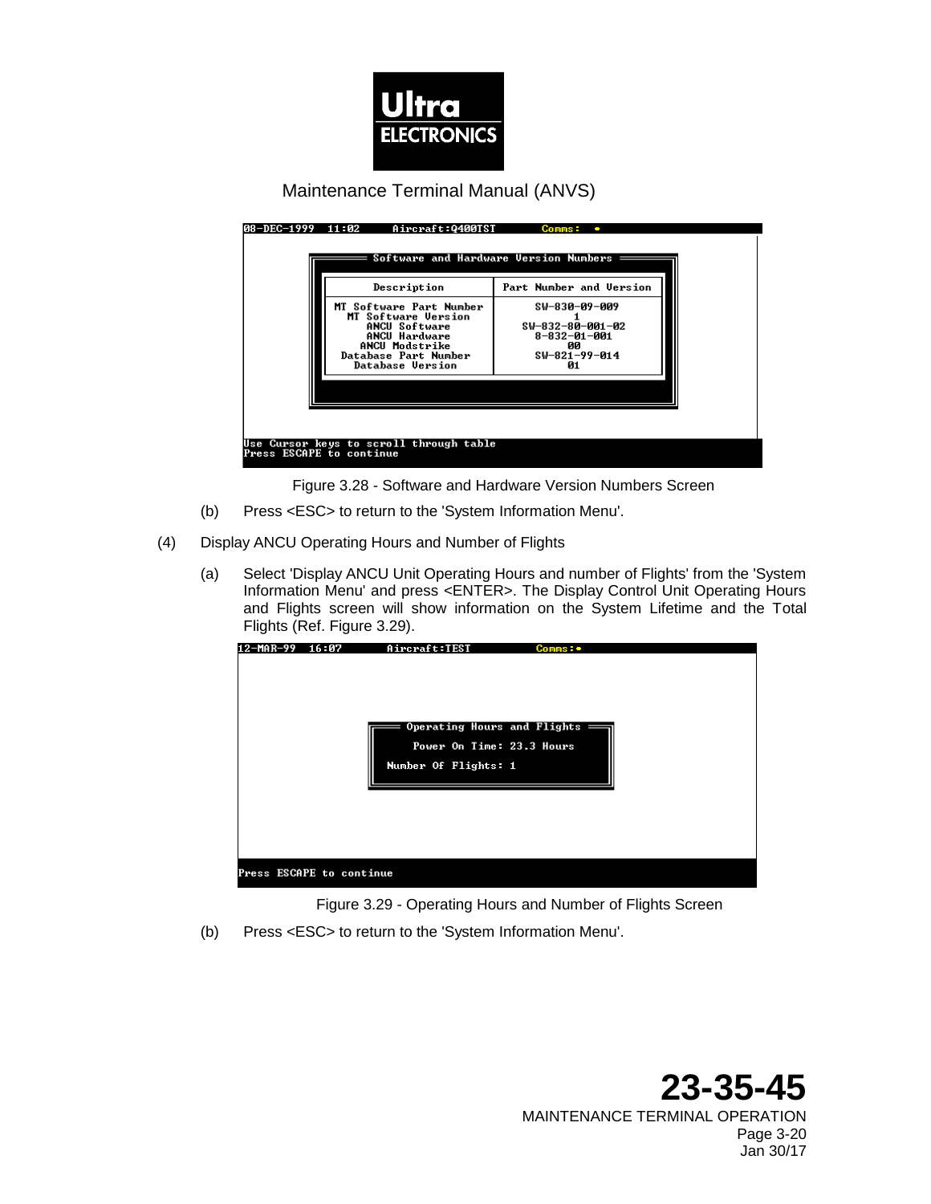| Description | Part Number and Version |
|---|---|
| MT Software Part Number | SW-830-09-009 |
| MT Software Version | 1 |
| ANCU Software | SW-832-80-001-02 |
| ANCU Hardware | 8-832-01-001 |
| ANCU Modstrike | 00 |
| Database Part Number | SW-821-99-014 |
| Database Version | 01 |

Figure 3.28 - Software and Hardware Version Numbers Screen

(b) Press <ESC> to return to the 'System Information Menu'.

(4) Display ANCU Operating Hours and Number of Flights

(a) Select 'Display ANCU Unit Operating Hours and number of Flights' from the 'System Information Menu' and press <ENTER>. The Display Control Unit Operating Hours and Flights screen will show information on the System Lifetime and the Total Flights (Ref. Figure 3.29).

Figure 3.29 - Operating Hours and Number of Flights Screen

(b) Press <ESC> to return to the 'System Information Menu'.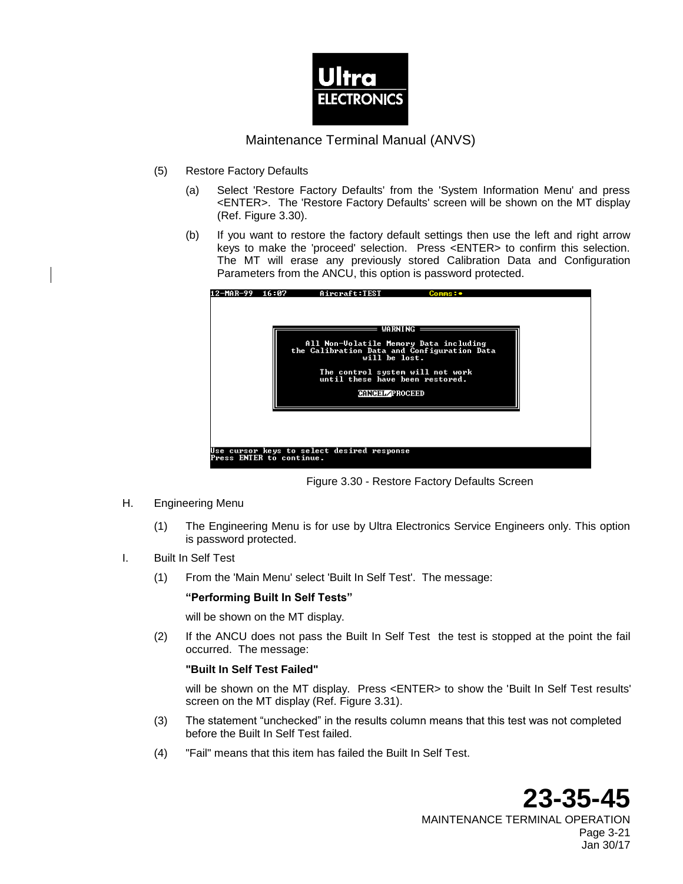(5) Restore Factory Defaults

(a) Select 'Restore Factory Defaults' from the 'System Information Menu' and press <ENTER>. The 'Restore Factory Defaults' screen will be shown on the MT display (Ref. Figure 3.30).

(b) If you want to restore the factory default settings then use the left and right arrow keys to make the 'proceed' selection. Press <ENTER> to confirm this selection. The MT will erase any previously stored Calibration Data and Configuration Parameters from the ANCU, this option is password protected.

```
12-MAR-99  16:07        Aircraft:TEST          Comms:•

                    ═══════════ WARNING ═══════════
                    All Non-Volatile Memory Data including
                    the Calibration Data and Configuration Data
                                will be lost.

                        The control system will not work
                        until these have been restored.

                              CANCEL/PROCEED

Use cursor keys to select desired response
Press ENTER to continue.
```

Figure 3.30 - Restore Factory Defaults Screen

H. Engineering Menu

(1) The Engineering Menu is for use by Ultra Electronics Service Engineers only. This option is password protected.

I. Built In Self Test

(1) From the 'Main Menu' select 'Built In Self Test'. The message:

**“Performing Built In Self Tests”**

will be shown on the MT display.

(2) If the ANCU does not pass the Built In Self Test the test is stopped at the point the fail occurred. The message:

**"Built In Self Test Failed"**

will be shown on the MT display. Press <ENTER> to show the 'Built In Self Test results' screen on the MT display (Ref. Figure 3.31).

(3) The statement “unchecked” in the results column means that this test was not completed before the Built In Self Test failed.

(4) "Fail" means that this item has failed the Built In Self Test.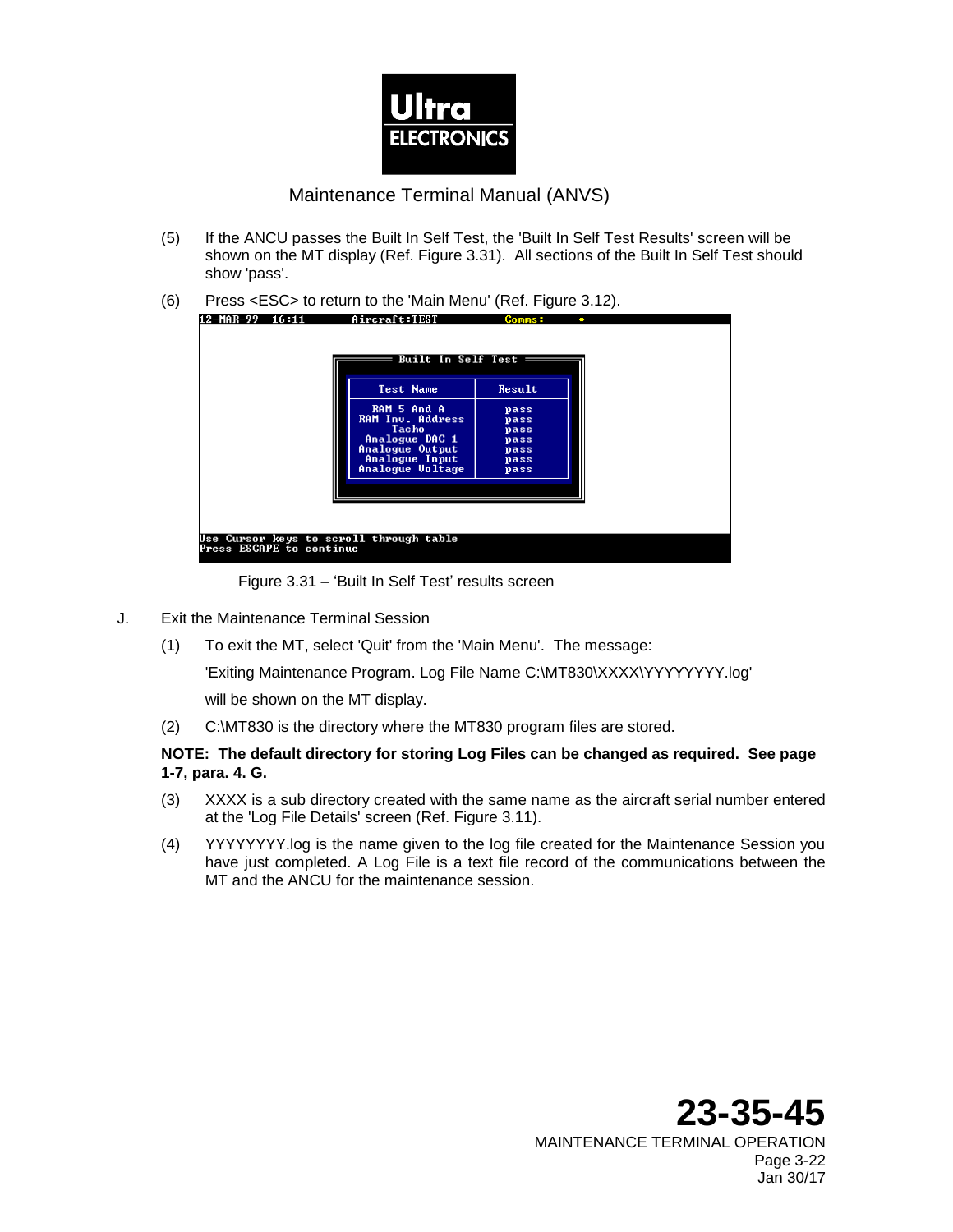(5) If the ANCU passes the Built In Self Test, the 'Built In Self Test Results' screen will be shown on the MT display (Ref. Figure 3.31). All sections of the Built In Self Test should show 'pass'.

(6) Press <ESC> to return to the 'Main Menu' (Ref. Figure 3.12).

```
12-MAR-99   16:11         Aircraft:TEST           Comms:      •

                    ═══════ Built In Self Test ═══════

                     Test Name              Result
                     RAM 5 And A            pass
                     RAM Inv. Address       pass
                     Tacho                  pass
                     Analogue DAC 1         pass
                     Analogue Output        pass
                     Analogue Input         pass
                     Analogue Voltage       pass

Use Cursor keys to scroll through table
Press ESCAPE to continue
```

Figure 3.31 – 'Built In Self Test' results screen

J. Exit the Maintenance Terminal Session

(1) To exit the MT, select 'Quit' from the 'Main Menu'. The message:

'Exiting Maintenance Program. Log File Name C:\MT830\XXXX\YYYYYYYY.log'

will be shown on the MT display.

(2) C:\MT830 is the directory where the MT830 program files are stored.

**NOTE: The default directory for storing Log Files can be changed as required. See page 1-7, para. 4. G.**

(3) XXXX is a sub directory created with the same name as the aircraft serial number entered at the 'Log File Details' screen (Ref. Figure 3.11).

(4) YYYYYYYY.log is the name given to the log file created for the Maintenance Session you have just completed. A Log File is a text file record of the communications between the MT and the ANCU for the maintenance session.